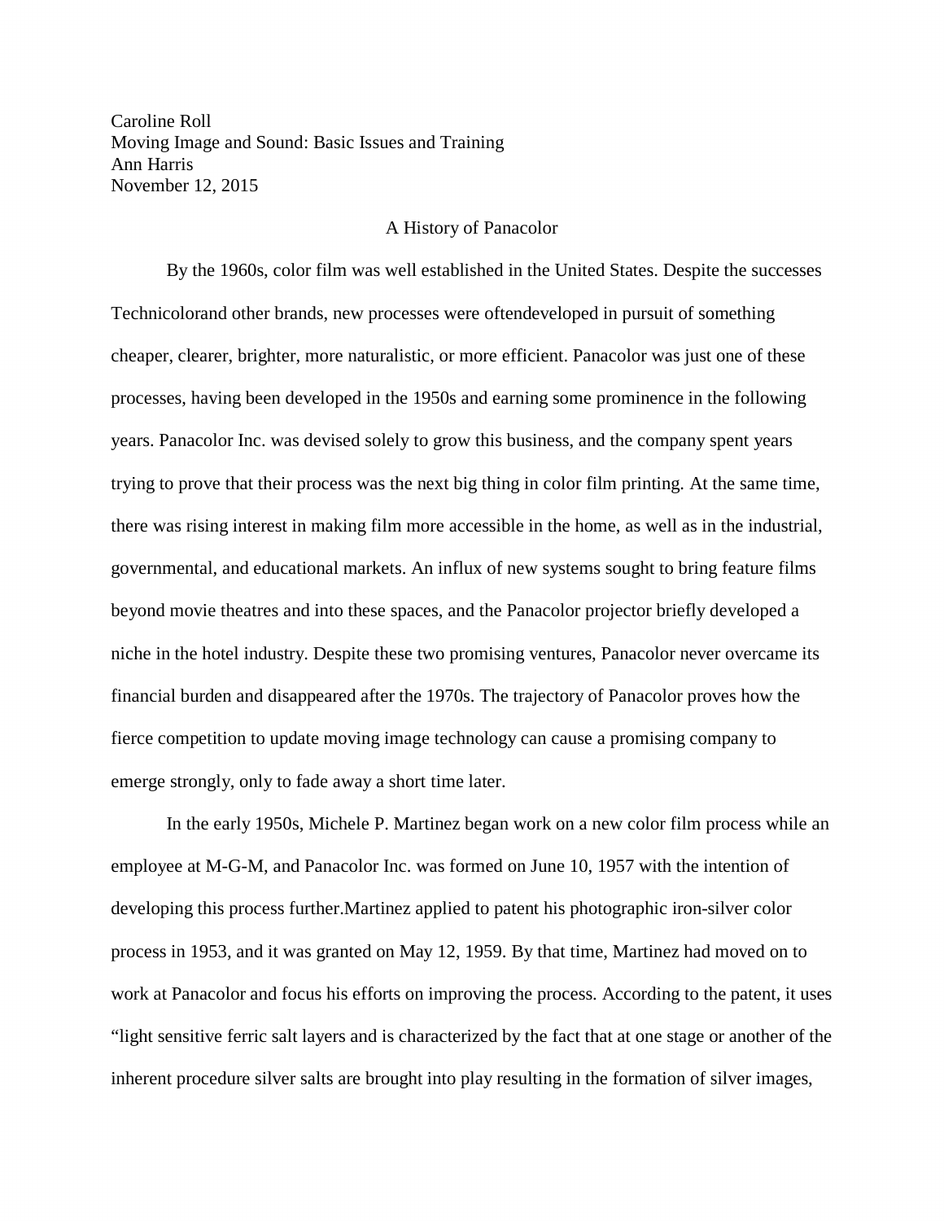Caroline Roll
Moving Image and Sound: Basic Issues and Training
Ann Harris
November 12, 2015

# A History of Panacolor

By the 1960s, color film was well established in the United States. Despite the successes Technicolorand other brands, new processes were oftendeveloped in pursuit of something cheaper, clearer, brighter, more naturalistic, or more efficient. Panacolor was just one of these processes, having been developed in the 1950s and earning some prominence in the following years. Panacolor Inc. was devised solely to grow this business, and the company spent years trying to prove that their process was the next big thing in color film printing. At the same time, there was rising interest in making film more accessible in the home, as well as in the industrial, governmental, and educational markets. An influx of new systems sought to bring feature films beyond movie theatres and into these spaces, and the Panacolor projector briefly developed a niche in the hotel industry. Despite these two promising ventures, Panacolor never overcame its financial burden and disappeared after the 1970s. The trajectory of Panacolor proves how the fierce competition to update moving image technology can cause a promising company to emerge strongly, only to fade away a short time later.

In the early 1950s, Michele P. Martinez began work on a new color film process while an employee at M-G-M, and Panacolor Inc. was formed on June 10, 1957 with the intention of developing this process further.Martinez applied to patent his photographic iron-silver color process in 1953, and it was granted on May 12, 1959. By that time, Martinez had moved on to work at Panacolor and focus his efforts on improving the process. According to the patent, it uses "light sensitive ferric salt layers and is characterized by the fact that at one stage or another of the inherent procedure silver salts are brought into play resulting in the formation of silver images,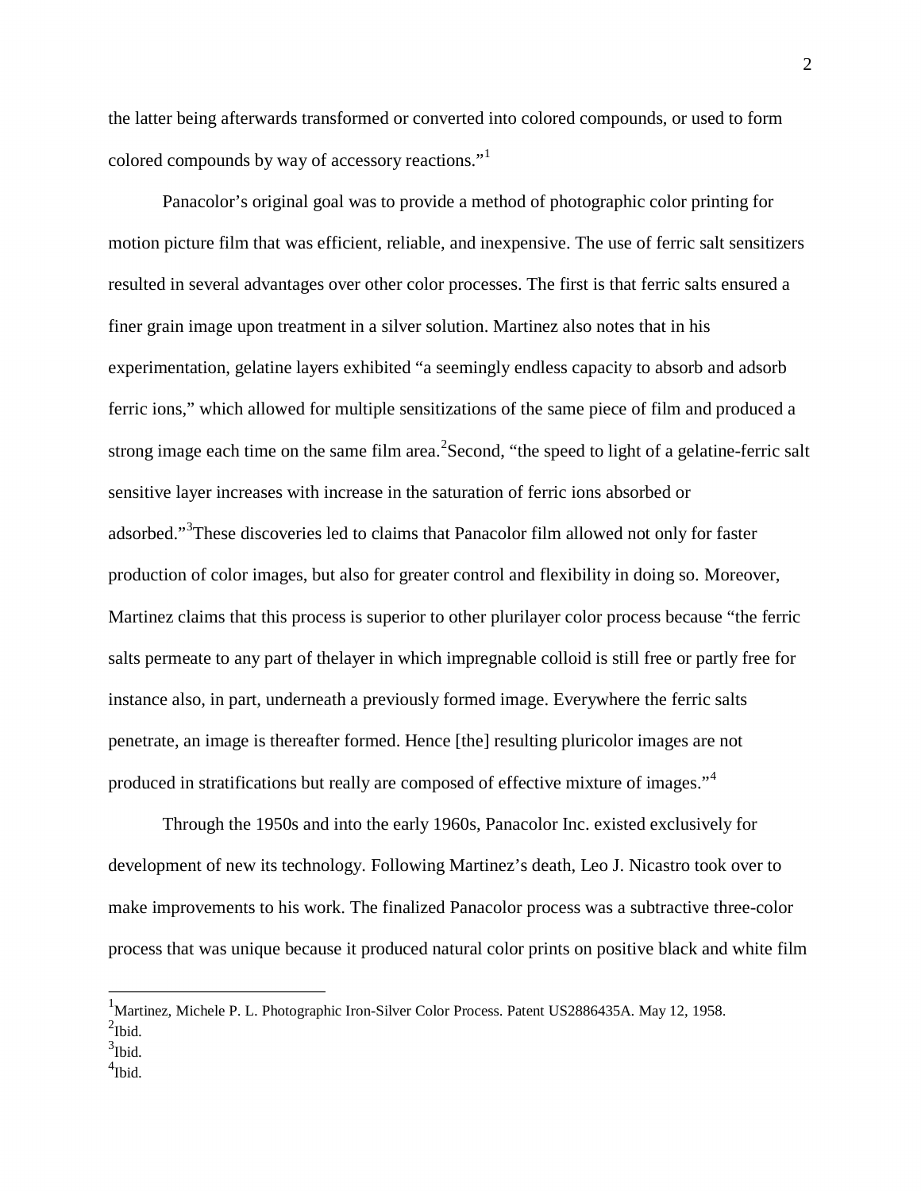the latter being afterwards transformed or converted into colored compounds, or used to form colored compounds by way of accessory reactions."[1]

Panacolor's original goal was to provide a method of photographic color printing for motion picture film that was efficient, reliable, and inexpensive. The use of ferric salt sensitizers resulted in several advantages over other color processes. The first is that ferric salts ensured a finer grain image upon treatment in a silver solution. Martinez also notes that in his experimentation, gelatine layers exhibited "a seemingly endless capacity to absorb and adsorb ferric ions," which allowed for multiple sensitizations of the same piece of film and produced a strong image each time on the same film area.[2]Second, "the speed to light of a gelatine-ferric salt sensitive layer increases with increase in the saturation of ferric ions absorbed or adsorbed."[3]These discoveries led to claims that Panacolor film allowed not only for faster production of color images, but also for greater control and flexibility in doing so. Moreover, Martinez claims that this process is superior to other plurilayer color process because "the ferric salts permeate to any part of thelayer in which impregnable colloid is still free or partly free for instance also, in part, underneath a previously formed image. Everywhere the ferric salts penetrate, an image is thereafter formed. Hence [the] resulting pluricolor images are not produced in stratifications but really are composed of effective mixture of images."[4]

Through the 1950s and into the early 1960s, Panacolor Inc. existed exclusively for development of new its technology. Following Martinez's death, Leo J. Nicastro took over to make improvements to his work. The finalized Panacolor process was a subtractive three-color process that was unique because it produced natural color prints on positive black and white film

---

[1] Martinez, Michele P. L. Photographic Iron-Silver Color Process. Patent US2886435A. May 12, 1958.

[2] Ibid.

[3] Ibid.

[4] Ibid.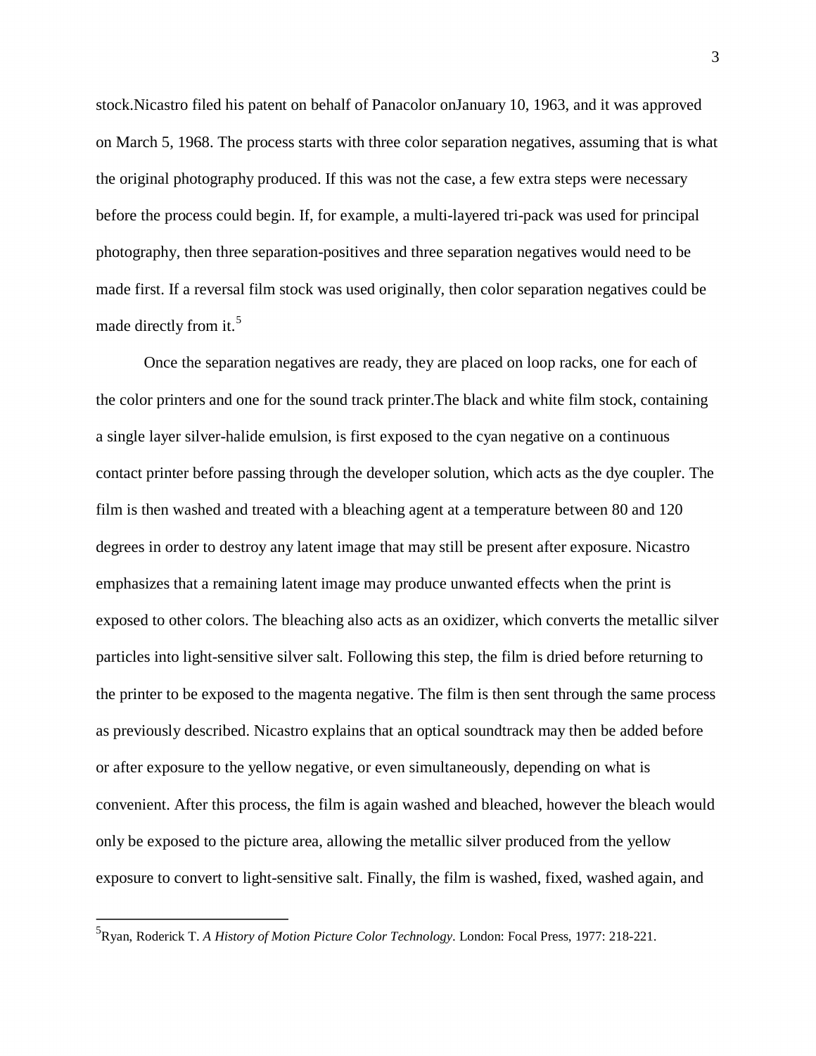stock.Nicastro filed his patent on behalf of Panacolor onJanuary 10, 1963, and it was approved on March 5, 1968. The process starts with three color separation negatives, assuming that is what the original photography produced. If this was not the case, a few extra steps were necessary before the process could begin. If, for example, a multi-layered tri-pack was used for principal photography, then three separation-positives and three separation negatives would need to be made first. If a reversal film stock was used originally, then color separation negatives could be made directly from it.[5]

Once the separation negatives are ready, they are placed on loop racks, one for each of the color printers and one for the sound track printer.The black and white film stock, containing a single layer silver-halide emulsion, is first exposed to the cyan negative on a continuous contact printer before passing through the developer solution, which acts as the dye coupler. The film is then washed and treated with a bleaching agent at a temperature between 80 and 120 degrees in order to destroy any latent image that may still be present after exposure. Nicastro emphasizes that a remaining latent image may produce unwanted effects when the print is exposed to other colors. The bleaching also acts as an oxidizer, which converts the metallic silver particles into light-sensitive silver salt. Following this step, the film is dried before returning to the printer to be exposed to the magenta negative. The film is then sent through the same process as previously described. Nicastro explains that an optical soundtrack may then be added before or after exposure to the yellow negative, or even simultaneously, depending on what is convenient. After this process, the film is again washed and bleached, however the bleach would only be exposed to the picture area, allowing the metallic silver produced from the yellow exposure to convert to light-sensitive salt. Finally, the film is washed, fixed, washed again, and

---

[5] Ryan, Roderick T. *A History of Motion Picture Color Technology*. London: Focal Press, 1977: 218-221.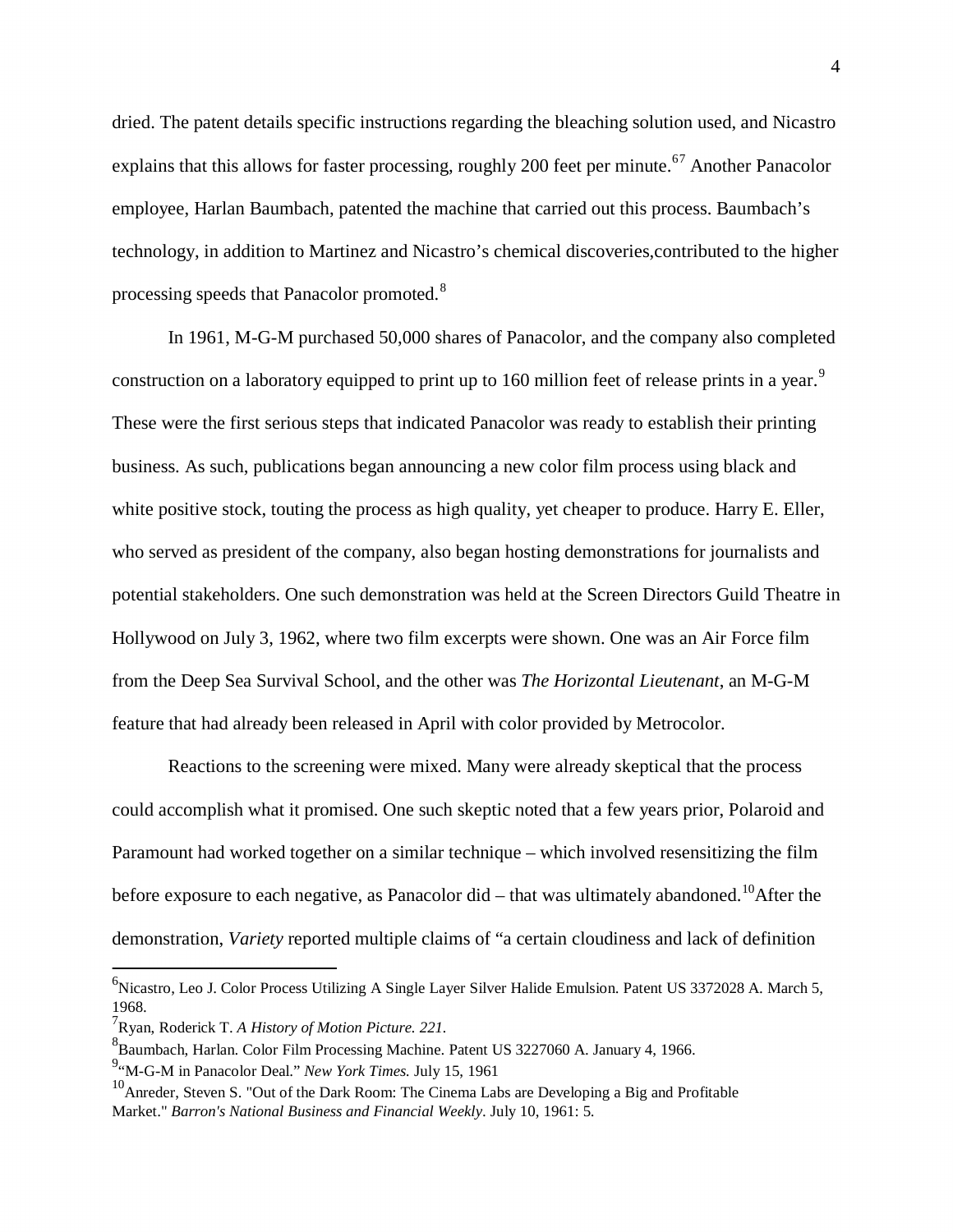dried. The patent details specific instructions regarding the bleaching solution used, and Nicastro explains that this allows for faster processing, roughly 200 feet per minute.[6][7] Another Panacolor employee, Harlan Baumbach, patented the machine that carried out this process. Baumbach's technology, in addition to Martinez and Nicastro's chemical discoveries,contributed to the higher processing speeds that Panacolor promoted.[8]

In 1961, M-G-M purchased 50,000 shares of Panacolor, and the company also completed construction on a laboratory equipped to print up to 160 million feet of release prints in a year.[9] These were the first serious steps that indicated Panacolor was ready to establish their printing business. As such, publications began announcing a new color film process using black and white positive stock, touting the process as high quality, yet cheaper to produce. Harry E. Eller, who served as president of the company, also began hosting demonstrations for journalists and potential stakeholders. One such demonstration was held at the Screen Directors Guild Theatre in Hollywood on July 3, 1962, where two film excerpts were shown. One was an Air Force film from the Deep Sea Survival School, and the other was *The Horizontal Lieutenant*, an M-G-M feature that had already been released in April with color provided by Metrocolor.

Reactions to the screening were mixed. Many were already skeptical that the process could accomplish what it promised. One such skeptic noted that a few years prior, Polaroid and Paramount had worked together on a similar technique – which involved resensitizing the film before exposure to each negative, as Panacolor did – that was ultimately abandoned.[10]After the demonstration, *Variety* reported multiple claims of "a certain cloudiness and lack of definition

---

[6] Nicastro, Leo J. Color Process Utilizing A Single Layer Silver Halide Emulsion. Patent US 3372028 A. March 5, 1968.

[7] Ryan, Roderick T. *A History of Motion Picture. 221*.

[8] Baumbach, Harlan. Color Film Processing Machine. Patent US 3227060 A. January 4, 1966.

[9] "M-G-M in Panacolor Deal." *New York Times.* July 15, 1961

[10] Anreder, Steven S. "Out of the Dark Room: The Cinema Labs are Developing a Big and Profitable Market." *Barron's National Business and Financial Weekly*. July 10, 1961: 5.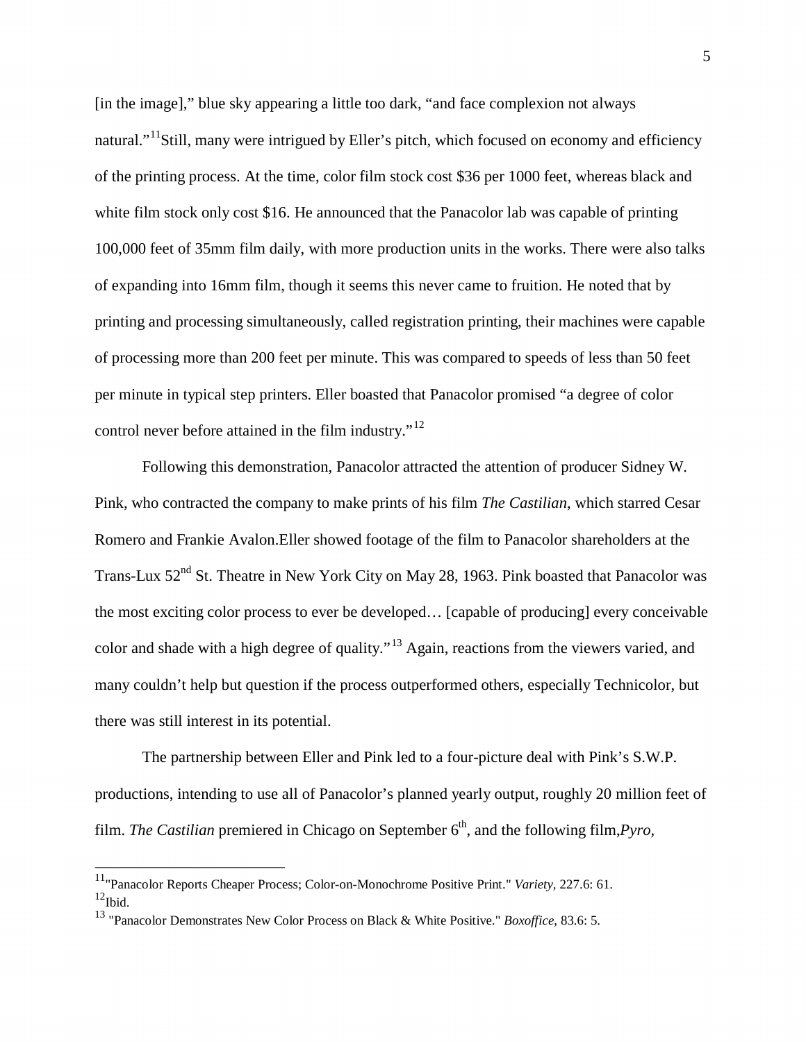[in the image]," blue sky appearing a little too dark, "and face complexion not always natural."[11]Still, many were intrigued by Eller's pitch, which focused on economy and efficiency of the printing process. At the time, color film stock cost $36 per 1000 feet, whereas black and white film stock only cost $16. He announced that the Panacolor lab was capable of printing 100,000 feet of 35mm film daily, with more production units in the works. There were also talks of expanding into 16mm film, though it seems this never came to fruition. He noted that by printing and processing simultaneously, called registration printing, their machines were capable of processing more than 200 feet per minute. This was compared to speeds of less than 50 feet per minute in typical step printers. Eller boasted that Panacolor promised "a degree of color control never before attained in the film industry."[12]

Following this demonstration, Panacolor attracted the attention of producer Sidney W. Pink, who contracted the company to make prints of his film *The Castilian*, which starred Cesar Romero and Frankie Avalon.Eller showed footage of the film to Panacolor shareholders at the Trans-Lux 52nd St. Theatre in New York City on May 28, 1963. Pink boasted that Panacolor was the most exciting color process to ever be developed… [capable of producing] every conceivable color and shade with a high degree of quality."[13] Again, reactions from the viewers varied, and many couldn't help but question if the process outperformed others, especially Technicolor, but there was still interest in its potential.

The partnership between Eller and Pink led to a four-picture deal with Pink's S.W.P. productions, intending to use all of Panacolor's planned yearly output, roughly 20 million feet of film. *The Castilian* premiered in Chicago on September 6th, and the following film,*Pyro*,

---

[11]"Panacolor Reports Cheaper Process; Color-on-Monochrome Positive Print." *Variety*, 227.6: 61.
[12]Ibid.
[13] "Panacolor Demonstrates New Color Process on Black & White Positive." *Boxoffice*, 83.6: 5.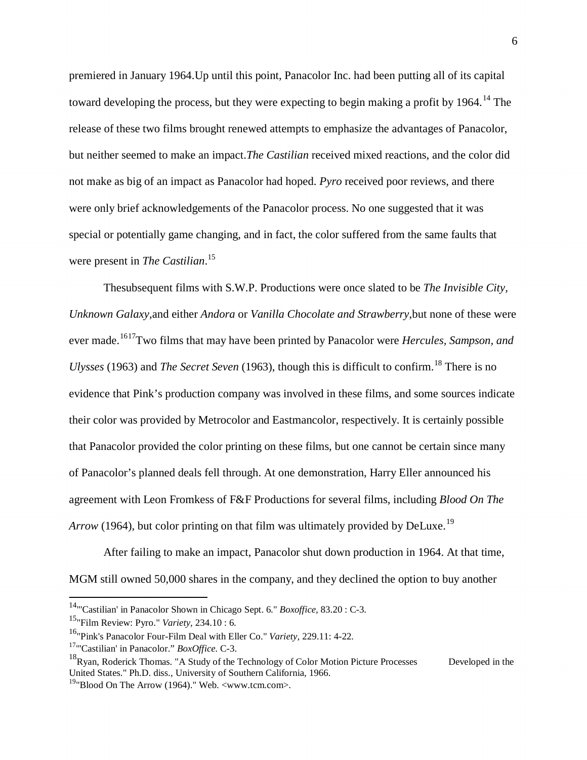premiered in January 1964.Up until this point, Panacolor Inc. had been putting all of its capital toward developing the process, but they were expecting to begin making a profit by 1964.[14] The release of these two films brought renewed attempts to emphasize the advantages of Panacolor, but neither seemed to make an impact.*The Castilian* received mixed reactions, and the color did not make as big of an impact as Panacolor had hoped. *Pyro* received poor reviews, and there were only brief acknowledgements of the Panacolor process. No one suggested that it was special or potentially game changing, and in fact, the color suffered from the same faults that were present in *The Castilian*.[15]

Thesubsequent films with S.W.P. Productions were once slated to be *The Invisible City, Unknown Galaxy*,and either *Andora* or *Vanilla Chocolate and Strawberry*,but none of these were ever made.[16][17]Two films that may have been printed by Panacolor were *Hercules, Sampson, and Ulysses* (1963) and *The Secret Seven* (1963), though this is difficult to confirm.[18] There is no evidence that Pink's production company was involved in these films, and some sources indicate their color was provided by Metrocolor and Eastmancolor, respectively. It is certainly possible that Panacolor provided the color printing on these films, but one cannot be certain since many of Panacolor's planned deals fell through. At one demonstration, Harry Eller announced his agreement with Leon Fromkess of F&F Productions for several films, including *Blood On The Arrow* (1964), but color printing on that film was ultimately provided by DeLuxe.[19]

After failing to make an impact, Panacolor shut down production in 1964. At that time, MGM still owned 50,000 shares in the company, and they declined the option to buy another

---

[14] "'Castilian' in Panacolor Shown in Chicago Sept. 6." *Boxoffice,* 83.20 : C-3.

[15] "Film Review: Pyro." *Variety,* 234.10 : 6.

[16] "Pink's Panacolor Four-Film Deal with Eller Co." *Variety,* 229.11: 4-22.

[17] "'Castilian' in Panacolor." *BoxOffice.* C-3.

[18] Ryan, Roderick Thomas. "A Study of the Technology of Color Motion Picture Processes Developed in the United States." Ph.D. diss., University of Southern California, 1966.

[19] "Blood On The Arrow (1964)." Web. <www.tcm.com>.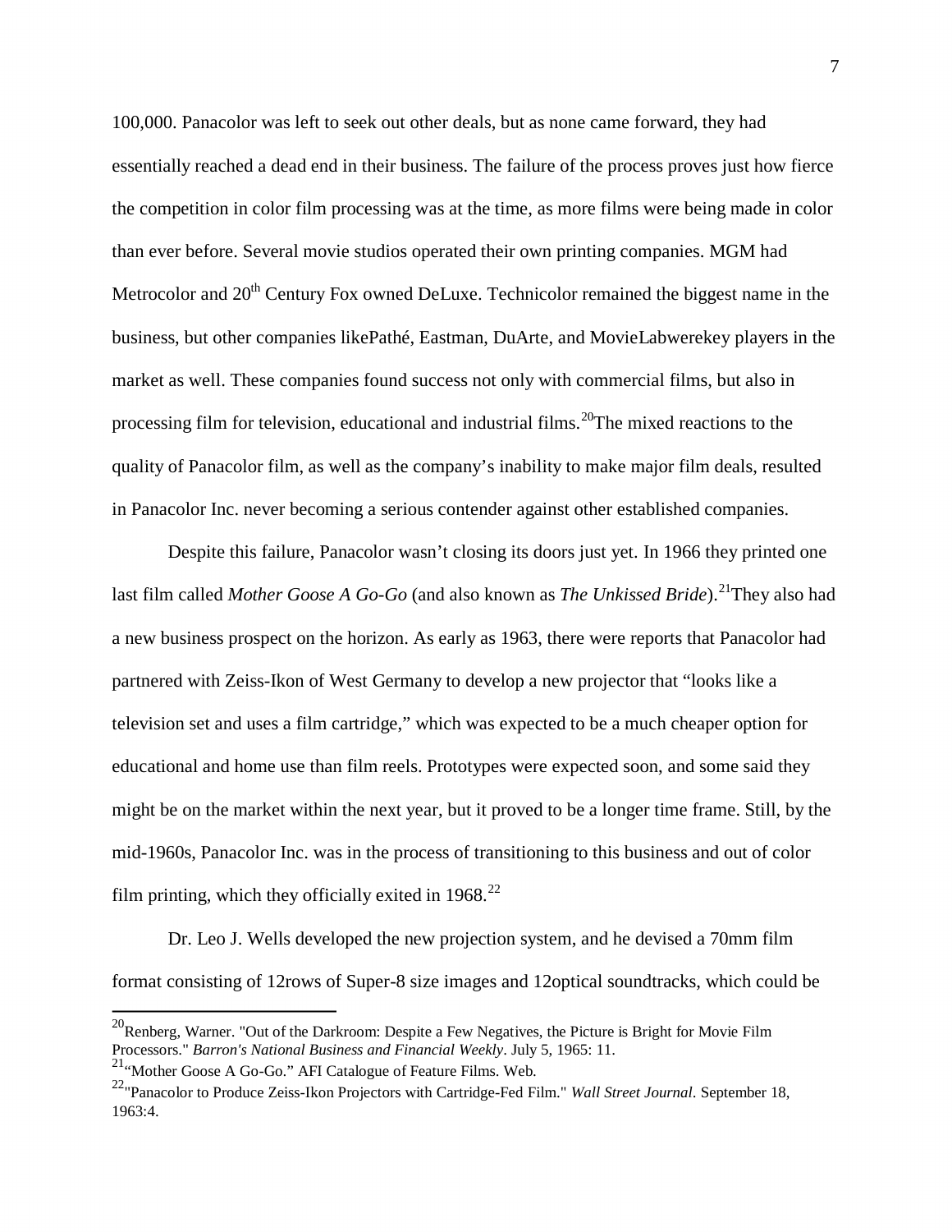100,000. Panacolor was left to seek out other deals, but as none came forward, they had essentially reached a dead end in their business. The failure of the process proves just how fierce the competition in color film processing was at the time, as more films were being made in color than ever before. Several movie studios operated their own printing companies. MGM had Metrocolor and 20th Century Fox owned DeLuxe. Technicolor remained the biggest name in the business, but other companies likePathé, Eastman, DuArte, and MovieLabwerekey players in the market as well. These companies found success not only with commercial films, but also in processing film for television, educational and industrial films.[20]The mixed reactions to the quality of Panacolor film, as well as the company's inability to make major film deals, resulted in Panacolor Inc. never becoming a serious contender against other established companies.

Despite this failure, Panacolor wasn't closing its doors just yet. In 1966 they printed one last film called *Mother Goose A Go-Go* (and also known as *The Unkissed Bride*).[21]They also had a new business prospect on the horizon. As early as 1963, there were reports that Panacolor had partnered with Zeiss-Ikon of West Germany to develop a new projector that "looks like a television set and uses a film cartridge," which was expected to be a much cheaper option for educational and home use than film reels. Prototypes were expected soon, and some said they might be on the market within the next year, but it proved to be a longer time frame. Still, by the mid-1960s, Panacolor Inc. was in the process of transitioning to this business and out of color film printing, which they officially exited in 1968.[22]

Dr. Leo J. Wells developed the new projection system, and he devised a 70mm film format consisting of 12rows of Super-8 size images and 12optical soundtracks, which could be

---

[20] Renberg, Warner. "Out of the Darkroom: Despite a Few Negatives, the Picture is Bright for Movie Film Processors." *Barron's National Business and Financial Weekly*. July 5, 1965: 11.

[21] "Mother Goose A Go-Go." AFI Catalogue of Feature Films. Web.

[22] "Panacolor to Produce Zeiss-Ikon Projectors with Cartridge-Fed Film." *Wall Street Journal*. September 18, 1963:4.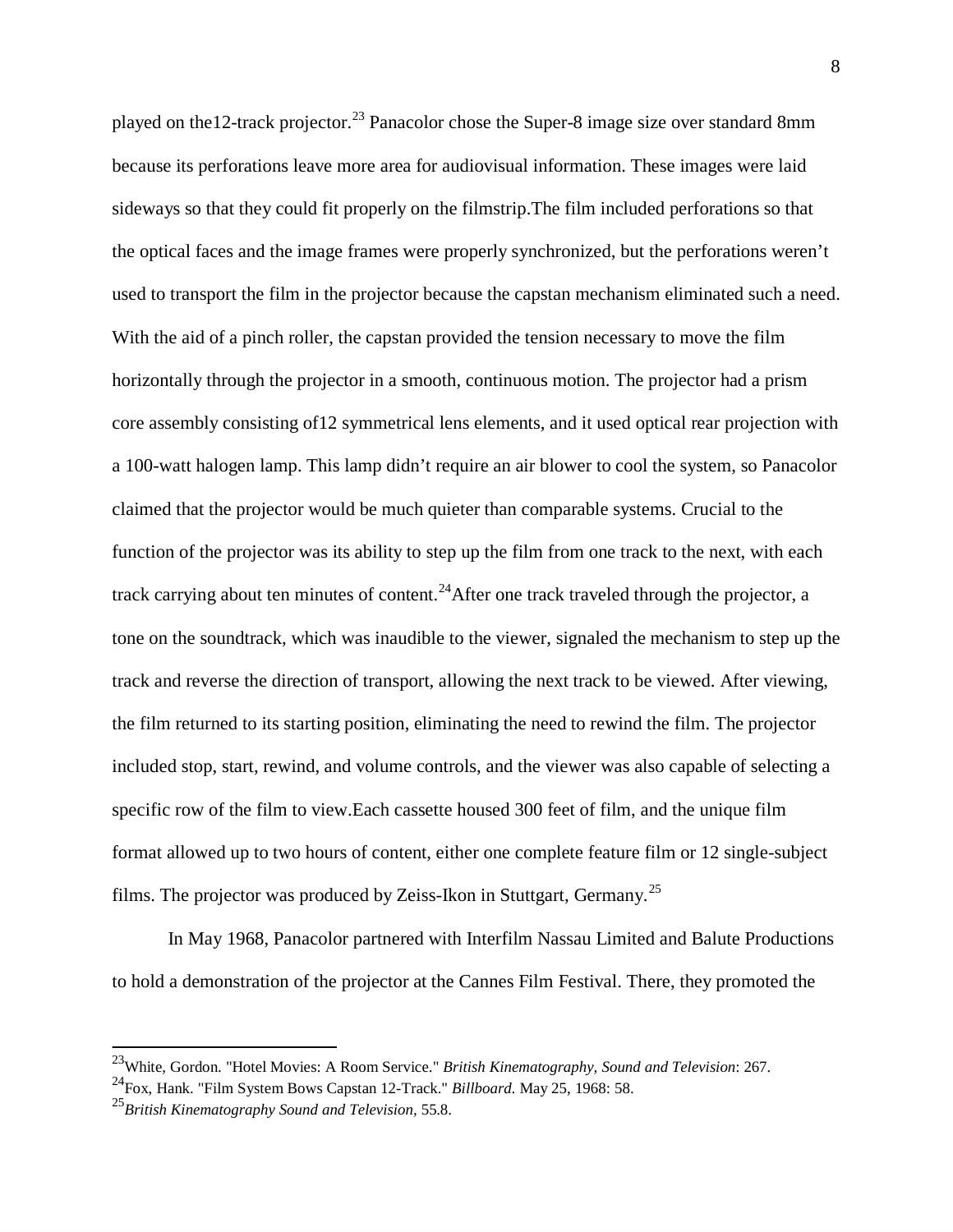played on the12-track projector.[23] Panacolor chose the Super-8 image size over standard 8mm because its perforations leave more area for audiovisual information. These images were laid sideways so that they could fit properly on the filmstrip.The film included perforations so that the optical faces and the image frames were properly synchronized, but the perforations weren't used to transport the film in the projector because the capstan mechanism eliminated such a need. With the aid of a pinch roller, the capstan provided the tension necessary to move the film horizontally through the projector in a smooth, continuous motion. The projector had a prism core assembly consisting of12 symmetrical lens elements, and it used optical rear projection with a 100-watt halogen lamp. This lamp didn't require an air blower to cool the system, so Panacolor claimed that the projector would be much quieter than comparable systems. Crucial to the function of the projector was its ability to step up the film from one track to the next, with each track carrying about ten minutes of content.[24]After one track traveled through the projector, a tone on the soundtrack, which was inaudible to the viewer, signaled the mechanism to step up the track and reverse the direction of transport, allowing the next track to be viewed. After viewing, the film returned to its starting position, eliminating the need to rewind the film. The projector included stop, start, rewind, and volume controls, and the viewer was also capable of selecting a specific row of the film to view.Each cassette housed 300 feet of film, and the unique film format allowed up to two hours of content, either one complete feature film or 12 single-subject films. The projector was produced by Zeiss-Ikon in Stuttgart, Germany.[25]

In May 1968, Panacolor partnered with Interfilm Nassau Limited and Balute Productions to hold a demonstration of the projector at the Cannes Film Festival. There, they promoted the

---

[23]White, Gordon. "Hotel Movies: A Room Service." *British Kinematography, Sound and Television*: 267.

[24]Fox, Hank. "Film System Bows Capstan 12-Track." *Billboard*. May 25, 1968: 58.

[25]*British Kinematography Sound and Television*, 55.8.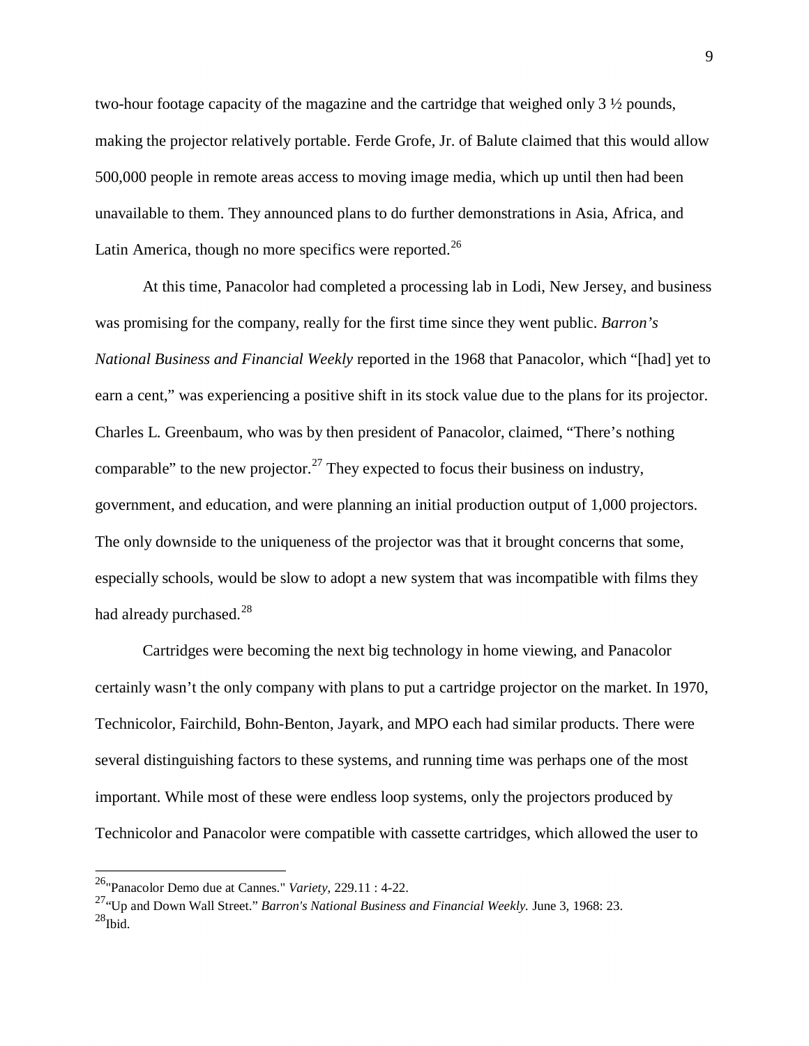two-hour footage capacity of the magazine and the cartridge that weighed only 3 ½ pounds, making the projector relatively portable. Ferde Grofe, Jr. of Balute claimed that this would allow 500,000 people in remote areas access to moving image media, which up until then had been unavailable to them. They announced plans to do further demonstrations in Asia, Africa, and Latin America, though no more specifics were reported.[26]

At this time, Panacolor had completed a processing lab in Lodi, New Jersey, and business was promising for the company, really for the first time since they went public. *Barron's National Business and Financial Weekly* reported in the 1968 that Panacolor, which "[had] yet to earn a cent," was experiencing a positive shift in its stock value due to the plans for its projector. Charles L. Greenbaum, who was by then president of Panacolor, claimed, "There's nothing comparable" to the new projector.[27] They expected to focus their business on industry, government, and education, and were planning an initial production output of 1,000 projectors. The only downside to the uniqueness of the projector was that it brought concerns that some, especially schools, would be slow to adopt a new system that was incompatible with films they had already purchased.[28]

Cartridges were becoming the next big technology in home viewing, and Panacolor certainly wasn't the only company with plans to put a cartridge projector on the market. In 1970, Technicolor, Fairchild, Bohn-Benton, Jayark, and MPO each had similar products. There were several distinguishing factors to these systems, and running time was perhaps one of the most important. While most of these were endless loop systems, only the projectors produced by Technicolor and Panacolor were compatible with cassette cartridges, which allowed the user to

---

[26] "Panacolor Demo due at Cannes." *Variety*, 229.11 : 4-22.

[27] "Up and Down Wall Street." *Barron's National Business and Financial Weekly.* June 3, 1968: 23.

[28] Ibid.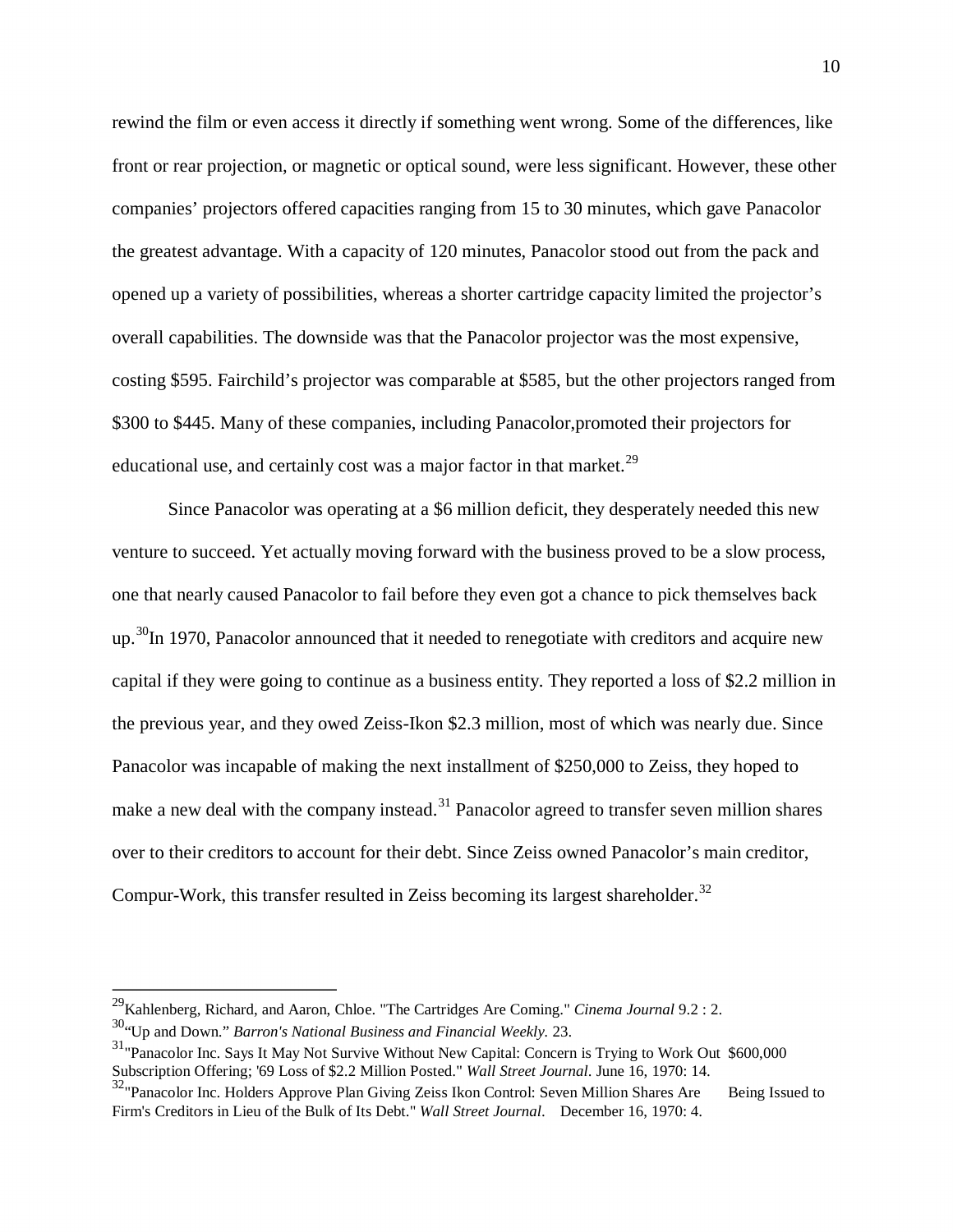rewind the film or even access it directly if something went wrong. Some of the differences, like front or rear projection, or magnetic or optical sound, were less significant. However, these other companies' projectors offered capacities ranging from 15 to 30 minutes, which gave Panacolor the greatest advantage. With a capacity of 120 minutes, Panacolor stood out from the pack and opened up a variety of possibilities, whereas a shorter cartridge capacity limited the projector's overall capabilities. The downside was that the Panacolor projector was the most expensive, costing $595. Fairchild's projector was comparable at $585, but the other projectors ranged from $300 to $445. Many of these companies, including Panacolor,promoted their projectors for educational use, and certainly cost was a major factor in that market.[29]

Since Panacolor was operating at a $6 million deficit, they desperately needed this new venture to succeed. Yet actually moving forward with the business proved to be a slow process, one that nearly caused Panacolor to fail before they even got a chance to pick themselves back up.[30]In 1970, Panacolor announced that it needed to renegotiate with creditors and acquire new capital if they were going to continue as a business entity. They reported a loss of $2.2 million in the previous year, and they owed Zeiss-Ikon $2.3 million, most of which was nearly due. Since Panacolor was incapable of making the next installment of $250,000 to Zeiss, they hoped to make a new deal with the company instead.[31] Panacolor agreed to transfer seven million shares over to their creditors to account for their debt. Since Zeiss owned Panacolor's main creditor, Compur-Work, this transfer resulted in Zeiss becoming its largest shareholder.[32]

---

[29]Kahlenberg, Richard, and Aaron, Chloe. "The Cartridges Are Coming." *Cinema Journal* 9.2 : 2.

[30]"Up and Down." *Barron's National Business and Financial Weekly.* 23.

[31]"Panacolor Inc. Says It May Not Survive Without New Capital: Concern is Trying to Work Out $600,000 Subscription Offering; '69 Loss of $2.2 Million Posted." *Wall Street Journal*. June 16, 1970: 14.

[32]"Panacolor Inc. Holders Approve Plan Giving Zeiss Ikon Control: Seven Million Shares Are Being Issued to Firm's Creditors in Lieu of the Bulk of Its Debt." *Wall Street Journal*. December 16, 1970: 4.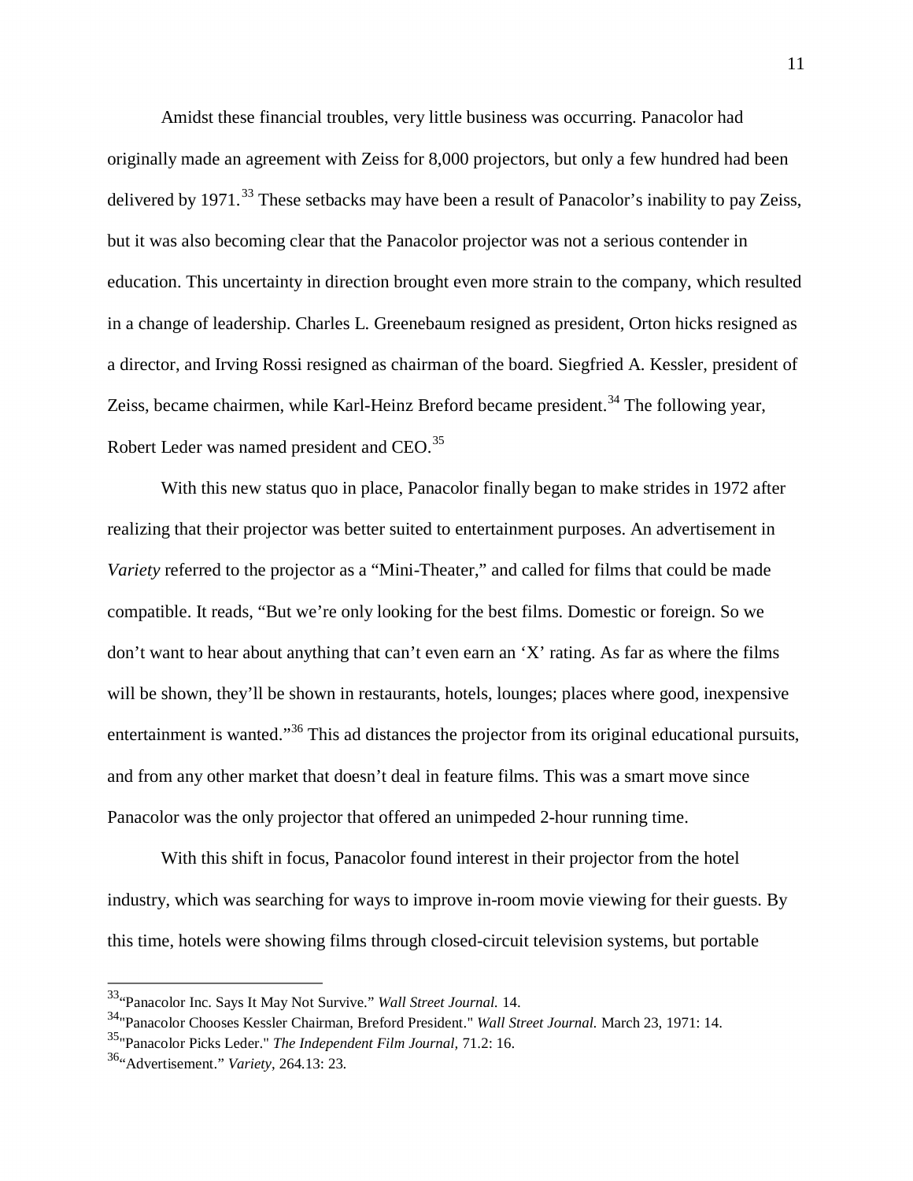Amidst these financial troubles, very little business was occurring. Panacolor had originally made an agreement with Zeiss for 8,000 projectors, but only a few hundred had been delivered by 1971.[33] These setbacks may have been a result of Panacolor's inability to pay Zeiss, but it was also becoming clear that the Panacolor projector was not a serious contender in education. This uncertainty in direction brought even more strain to the company, which resulted in a change of leadership. Charles L. Greenebaum resigned as president, Orton hicks resigned as a director, and Irving Rossi resigned as chairman of the board. Siegfried A. Kessler, president of Zeiss, became chairmen, while Karl-Heinz Breford became president.[34] The following year, Robert Leder was named president and CEO.[35]

With this new status quo in place, Panacolor finally began to make strides in 1972 after realizing that their projector was better suited to entertainment purposes. An advertisement in *Variety* referred to the projector as a "Mini-Theater," and called for films that could be made compatible. It reads, "But we're only looking for the best films. Domestic or foreign. So we don't want to hear about anything that can't even earn an 'X' rating. As far as where the films will be shown, they'll be shown in restaurants, hotels, lounges; places where good, inexpensive entertainment is wanted."[36] This ad distances the projector from its original educational pursuits, and from any other market that doesn't deal in feature films. This was a smart move since Panacolor was the only projector that offered an unimpeded 2-hour running time.

With this shift in focus, Panacolor found interest in their projector from the hotel industry, which was searching for ways to improve in-room movie viewing for their guests. By this time, hotels were showing films through closed-circuit television systems, but portable

---

[33] "Panacolor Inc. Says It May Not Survive." *Wall Street Journal.* 14.

[34] "Panacolor Chooses Kessler Chairman, Breford President." *Wall Street Journal.* March 23, 1971: 14.

[35] "Panacolor Picks Leder." *The Independent Film Journal,* 71.2: 16.

[36] "Advertisement." *Variety*, 264.13: 23.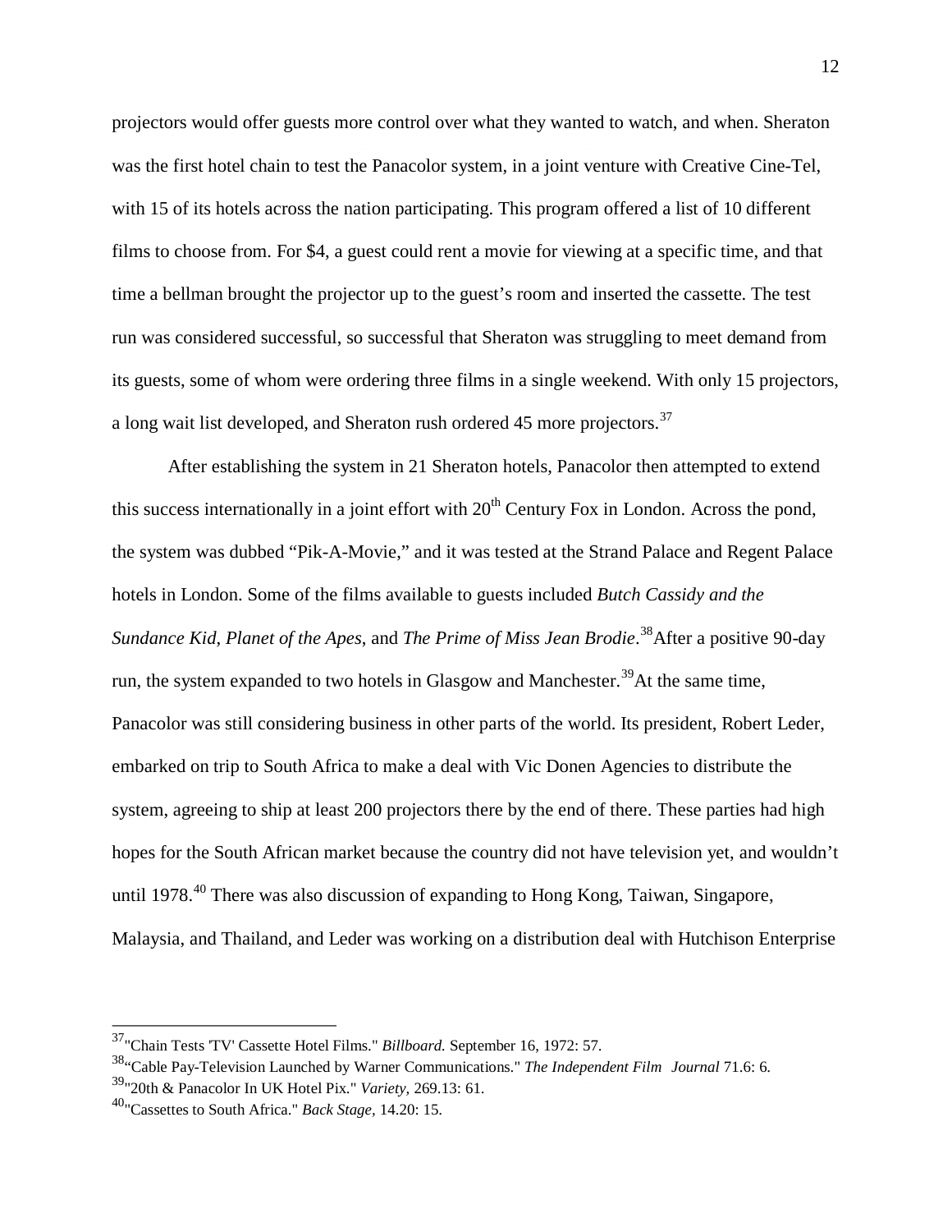projectors would offer guests more control over what they wanted to watch, and when. Sheraton was the first hotel chain to test the Panacolor system, in a joint venture with Creative Cine-Tel, with 15 of its hotels across the nation participating. This program offered a list of 10 different films to choose from. For $4, a guest could rent a movie for viewing at a specific time, and that time a bellman brought the projector up to the guest's room and inserted the cassette. The test run was considered successful, so successful that Sheraton was struggling to meet demand from its guests, some of whom were ordering three films in a single weekend. With only 15 projectors, a long wait list developed, and Sheraton rush ordered 45 more projectors.[37]

After establishing the system in 21 Sheraton hotels, Panacolor then attempted to extend this success internationally in a joint effort with 20th Century Fox in London. Across the pond, the system was dubbed "Pik-A-Movie," and it was tested at the Strand Palace and Regent Palace hotels in London. Some of the films available to guests included *Butch Cassidy and the Sundance Kid, Planet of the Apes,* and *The Prime of Miss Jean Brodie*.[38]After a positive 90-day run, the system expanded to two hotels in Glasgow and Manchester.[39]At the same time, Panacolor was still considering business in other parts of the world. Its president, Robert Leder, embarked on trip to South Africa to make a deal with Vic Donen Agencies to distribute the system, agreeing to ship at least 200 projectors there by the end of there. These parties had high hopes for the South African market because the country did not have television yet, and wouldn't until 1978.[40] There was also discussion of expanding to Hong Kong, Taiwan, Singapore, Malaysia, and Thailand, and Leder was working on a distribution deal with Hutchison Enterprise

---

[37]"Chain Tests 'TV' Cassette Hotel Films." *Billboard.* September 16, 1972: 57.

[38]"Cable Pay-Television Launched by Warner Communications." *The Independent Film Journal* 71.6: 6.

[39]"20th & Panacolor In UK Hotel Pix." *Variety,* 269.13: 61.

[40]"Cassettes to South Africa." *Back Stage,* 14.20: 15.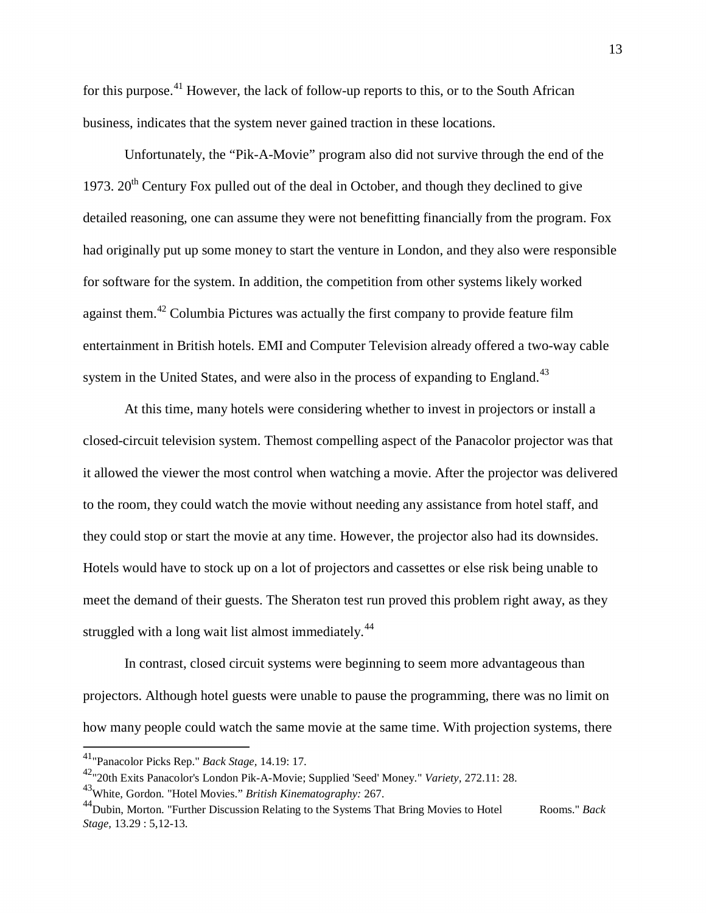for this purpose.[41] However, the lack of follow-up reports to this, or to the South African business, indicates that the system never gained traction in these locations.

Unfortunately, the "Pik-A-Movie" program also did not survive through the end of the 1973. 20th Century Fox pulled out of the deal in October, and though they declined to give detailed reasoning, one can assume they were not benefitting financially from the program. Fox had originally put up some money to start the venture in London, and they also were responsible for software for the system. In addition, the competition from other systems likely worked against them.[42] Columbia Pictures was actually the first company to provide feature film entertainment in British hotels. EMI and Computer Television already offered a two-way cable system in the United States, and were also in the process of expanding to England.[43]

At this time, many hotels were considering whether to invest in projectors or install a closed-circuit television system. Themost compelling aspect of the Panacolor projector was that it allowed the viewer the most control when watching a movie. After the projector was delivered to the room, they could watch the movie without needing any assistance from hotel staff, and they could stop or start the movie at any time. However, the projector also had its downsides. Hotels would have to stock up on a lot of projectors and cassettes or else risk being unable to meet the demand of their guests. The Sheraton test run proved this problem right away, as they struggled with a long wait list almost immediately.[44]

In contrast, closed circuit systems were beginning to seem more advantageous than projectors. Although hotel guests were unable to pause the programming, there was no limit on how many people could watch the same movie at the same time. With projection systems, there

---

[41] "Panacolor Picks Rep." *Back Stage*, 14.19: 17.

[42] "20th Exits Panacolor's London Pik-A-Movie; Supplied 'Seed' Money." *Variety*, 272.11: 28.

[43] White, Gordon. "Hotel Movies." *British Kinematography:* 267.

[44] Dubin, Morton. "Further Discussion Relating to the Systems That Bring Movies to Hotel Rooms." *Back Stage*, 13.29 : 5,12-13.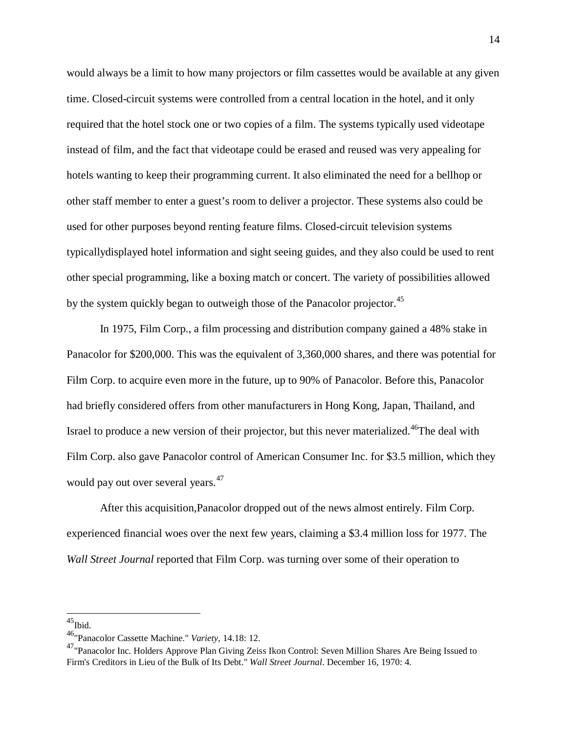would always be a limit to how many projectors or film cassettes would be available at any given time. Closed-circuit systems were controlled from a central location in the hotel, and it only required that the hotel stock one or two copies of a film. The systems typically used videotape instead of film, and the fact that videotape could be erased and reused was very appealing for hotels wanting to keep their programming current. It also eliminated the need for a bellhop or other staff member to enter a guest's room to deliver a projector. These systems also could be used for other purposes beyond renting feature films. Closed-circuit television systems typicallydisplayed hotel information and sight seeing guides, and they also could be used to rent other special programming, like a boxing match or concert. The variety of possibilities allowed by the system quickly began to outweigh those of the Panacolor projector.[45]

In 1975, Film Corp., a film processing and distribution company gained a 48% stake in Panacolor for $200,000. This was the equivalent of 3,360,000 shares, and there was potential for Film Corp. to acquire even more in the future, up to 90% of Panacolor. Before this, Panacolor had briefly considered offers from other manufacturers in Hong Kong, Japan, Thailand, and Israel to produce a new version of their projector, but this never materialized.[46]The deal with Film Corp. also gave Panacolor control of American Consumer Inc. for $3.5 million, which they would pay out over several years.[47]

After this acquisition,Panacolor dropped out of the news almost entirely. Film Corp. experienced financial woes over the next few years, claiming a $3.4 million loss for 1977. The *Wall Street Journal* reported that Film Corp. was turning over some of their operation to

---

[45]Ibid.

[46]"Panacolor Cassette Machine." *Variety*, 14.18: 12.

[47]"Panacolor Inc. Holders Approve Plan Giving Zeiss Ikon Control: Seven Million Shares Are Being Issued to Firm's Creditors in Lieu of the Bulk of Its Debt." *Wall Street Journal*. December 16, 1970: 4.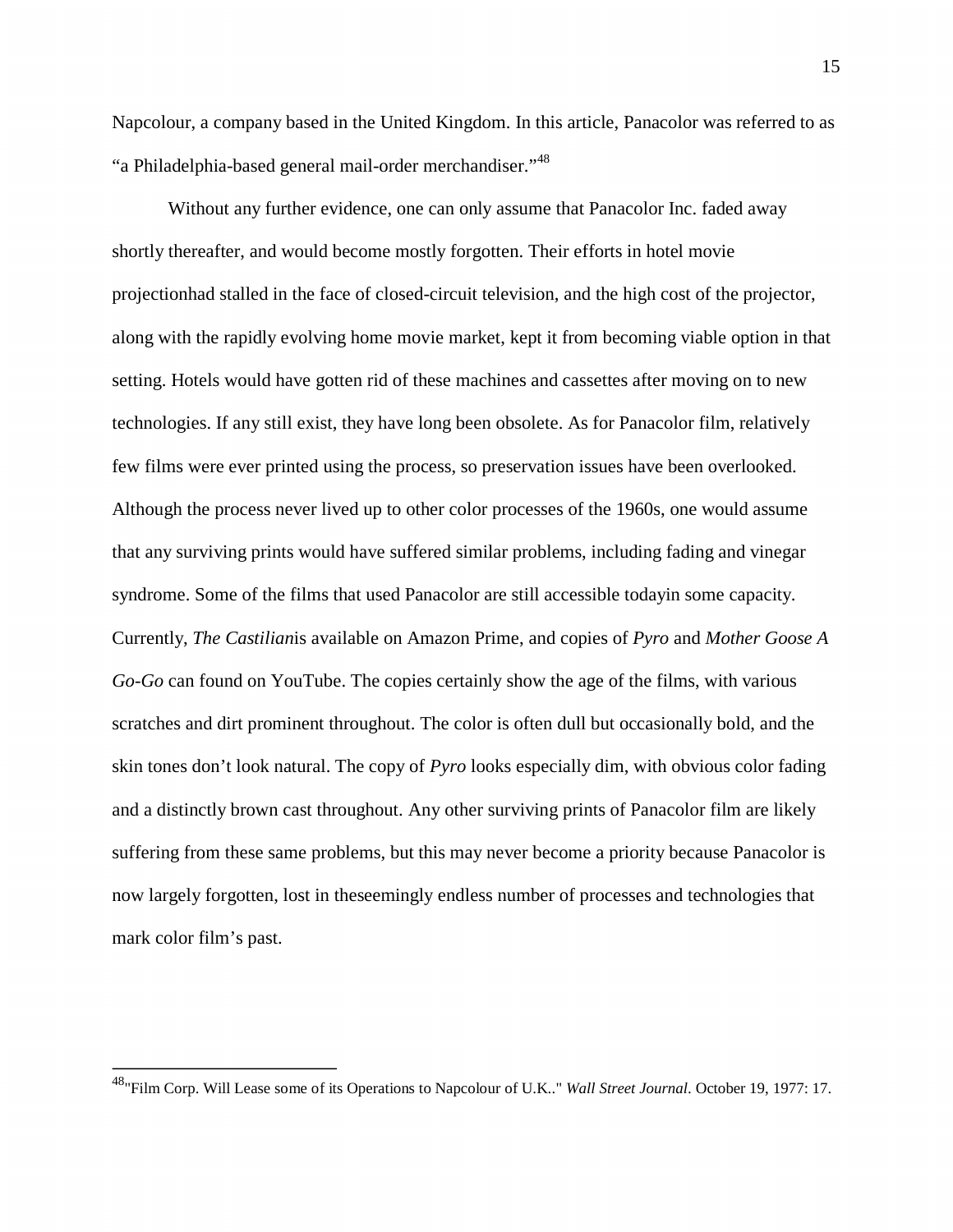Napcolour, a company based in the United Kingdom. In this article, Panacolor was referred to as "a Philadelphia-based general mail-order merchandiser."[48]

Without any further evidence, one can only assume that Panacolor Inc. faded away shortly thereafter, and would become mostly forgotten. Their efforts in hotel movie projectionhad stalled in the face of closed-circuit television, and the high cost of the projector, along with the rapidly evolving home movie market, kept it from becoming viable option in that setting. Hotels would have gotten rid of these machines and cassettes after moving on to new technologies. If any still exist, they have long been obsolete. As for Panacolor film, relatively few films were ever printed using the process, so preservation issues have been overlooked. Although the process never lived up to other color processes of the 1960s, one would assume that any surviving prints would have suffered similar problems, including fading and vinegar syndrome. Some of the films that used Panacolor are still accessible todayin some capacity. Currently, *The Castilian*is available on Amazon Prime, and copies of *Pyro* and *Mother Goose A Go-Go* can found on YouTube. The copies certainly show the age of the films, with various scratches and dirt prominent throughout. The color is often dull but occasionally bold, and the skin tones don't look natural. The copy of *Pyro* looks especially dim, with obvious color fading and a distinctly brown cast throughout. Any other surviving prints of Panacolor film are likely suffering from these same problems, but this may never become a priority because Panacolor is now largely forgotten, lost in theseemingly endless number of processes and technologies that mark color film's past.

---

[48]"Film Corp. Will Lease some of its Operations to Napcolour of U.K.." *Wall Street Journal*. October 19, 1977: 17.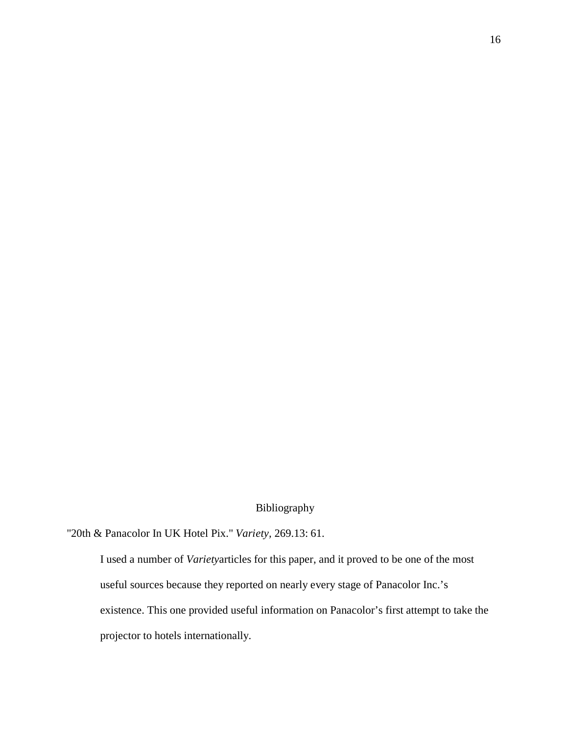## Bibliography

"20th & Panacolor In UK Hotel Pix." *Variety,* 269.13: 61.

> I used a number of *Variety*articles for this paper, and it proved to be one of the most useful sources because they reported on nearly every stage of Panacolor Inc.'s existence. This one provided useful information on Panacolor's first attempt to take the projector to hotels internationally.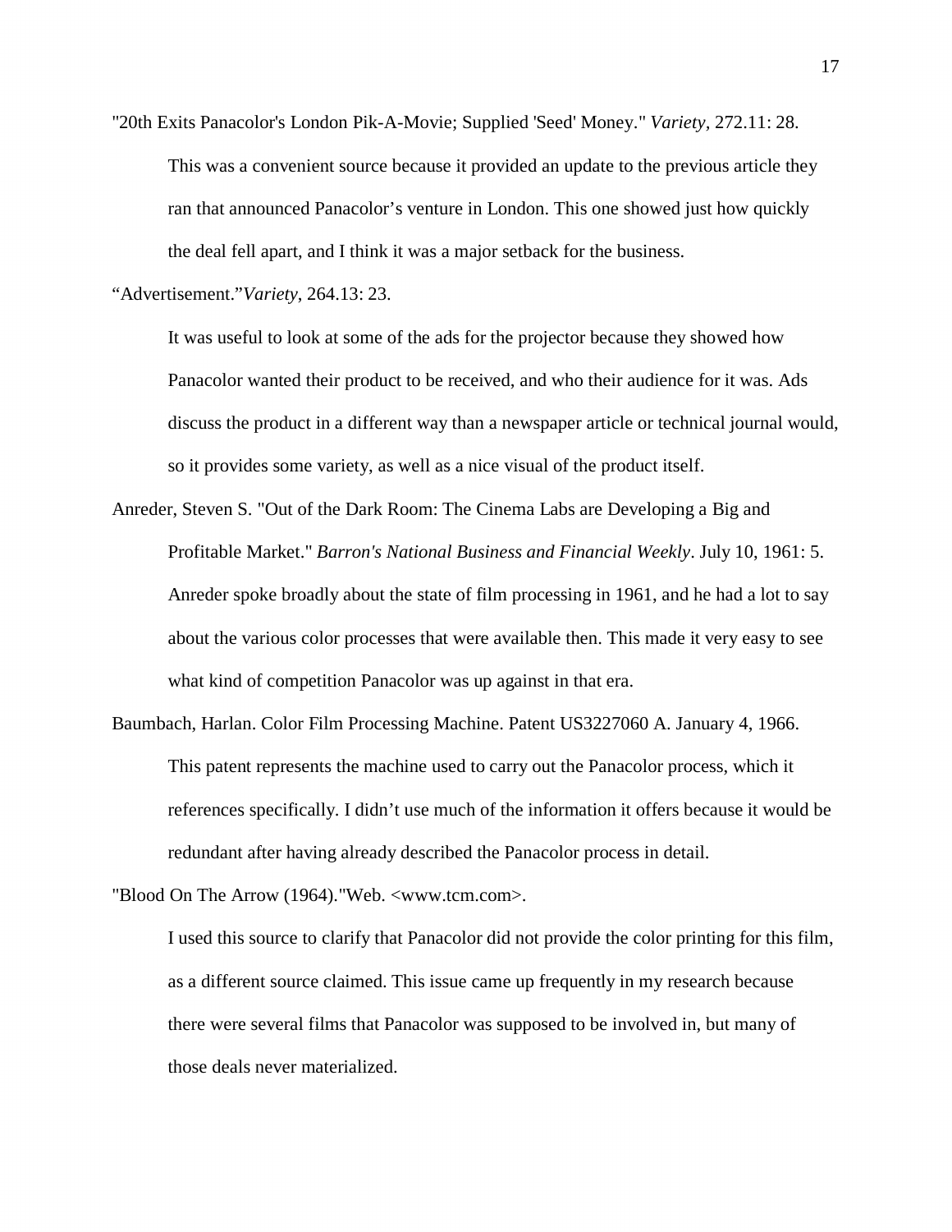"20th Exits Panacolor's London Pik-A-Movie; Supplied 'Seed' Money." *Variety,* 272.11: 28.

This was a convenient source because it provided an update to the previous article they ran that announced Panacolor's venture in London. This one showed just how quickly the deal fell apart, and I think it was a major setback for the business.

"Advertisement."*Variety*, 264.13: 23.

It was useful to look at some of the ads for the projector because they showed how Panacolor wanted their product to be received, and who their audience for it was. Ads discuss the product in a different way than a newspaper article or technical journal would, so it provides some variety, as well as a nice visual of the product itself.

Anreder, Steven S. "Out of the Dark Room: The Cinema Labs are Developing a Big and Profitable Market." *Barron's National Business and Financial Weekly*. July 10, 1961: 5. Anreder spoke broadly about the state of film processing in 1961, and he had a lot to say about the various color processes that were available then. This made it very easy to see what kind of competition Panacolor was up against in that era.

Baumbach, Harlan. Color Film Processing Machine. Patent US3227060 A. January 4, 1966. This patent represents the machine used to carry out the Panacolor process, which it references specifically. I didn't use much of the information it offers because it would be redundant after having already described the Panacolor process in detail.

"Blood On The Arrow (1964)."Web. <www.tcm.com>.

I used this source to clarify that Panacolor did not provide the color printing for this film, as a different source claimed. This issue came up frequently in my research because there were several films that Panacolor was supposed to be involved in, but many of those deals never materialized.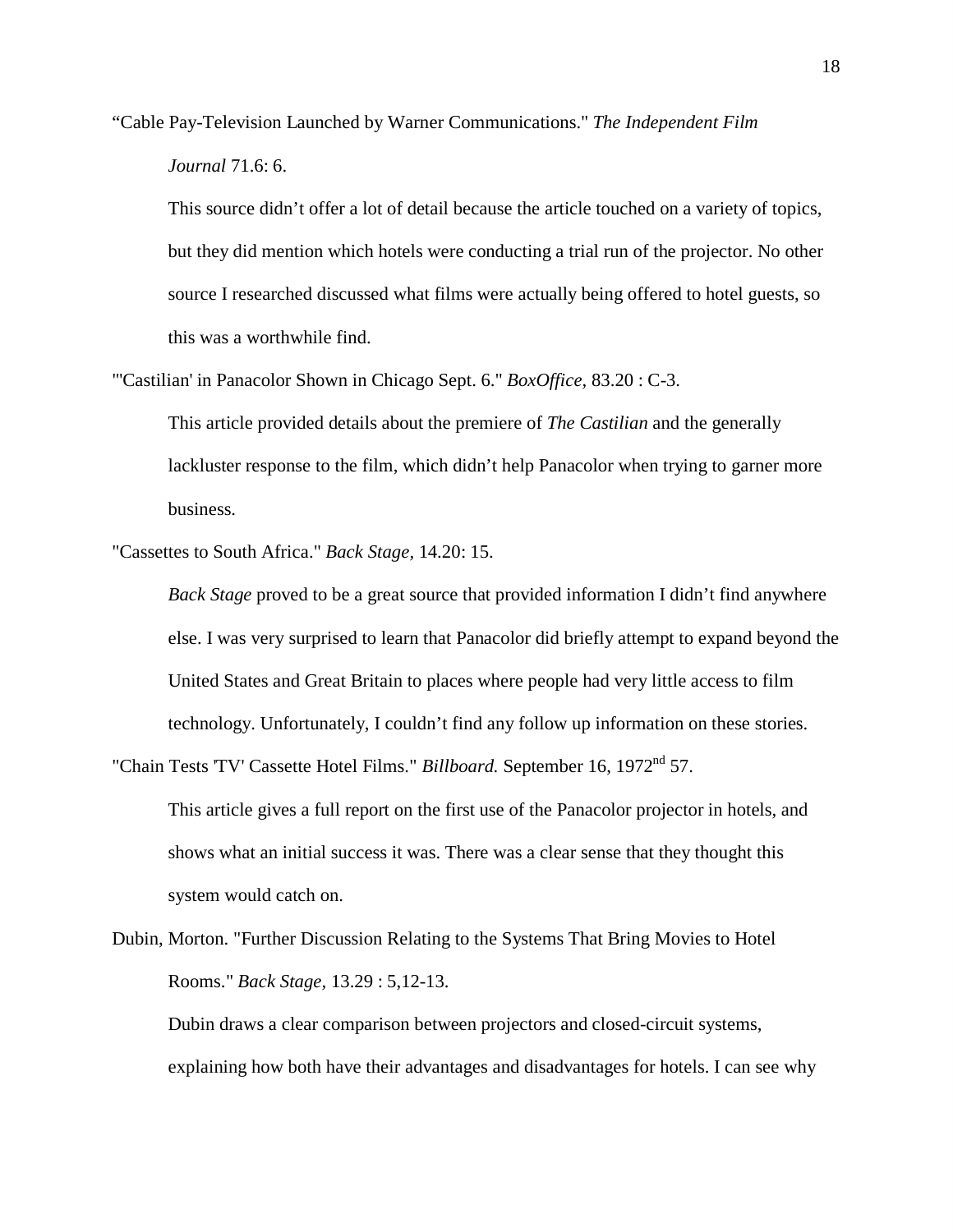"Cable Pay-Television Launched by Warner Communications." *The Independent Film Journal* 71.6: 6.

This source didn't offer a lot of detail because the article touched on a variety of topics, but they did mention which hotels were conducting a trial run of the projector. No other source I researched discussed what films were actually being offered to hotel guests, so this was a worthwhile find.

"'Castilian' in Panacolor Shown in Chicago Sept. 6." *BoxOffice,* 83.20 : C-3.

This article provided details about the premiere of *The Castilian* and the generally lackluster response to the film, which didn't help Panacolor when trying to garner more business.

"Cassettes to South Africa." *Back Stage,* 14.20: 15.

*Back Stage* proved to be a great source that provided information I didn't find anywhere else. I was very surprised to learn that Panacolor did briefly attempt to expand beyond the United States and Great Britain to places where people had very little access to film technology. Unfortunately, I couldn't find any follow up information on these stories.

"Chain Tests 'TV' Cassette Hotel Films." *Billboard.* September 16, 1972nd 57.

This article gives a full report on the first use of the Panacolor projector in hotels, and shows what an initial success it was. There was a clear sense that they thought this system would catch on.

Dubin, Morton. "Further Discussion Relating to the Systems That Bring Movies to Hotel Rooms." *Back Stage,* 13.29 : 5,12-13.

Dubin draws a clear comparison between projectors and closed-circuit systems, explaining how both have their advantages and disadvantages for hotels. I can see why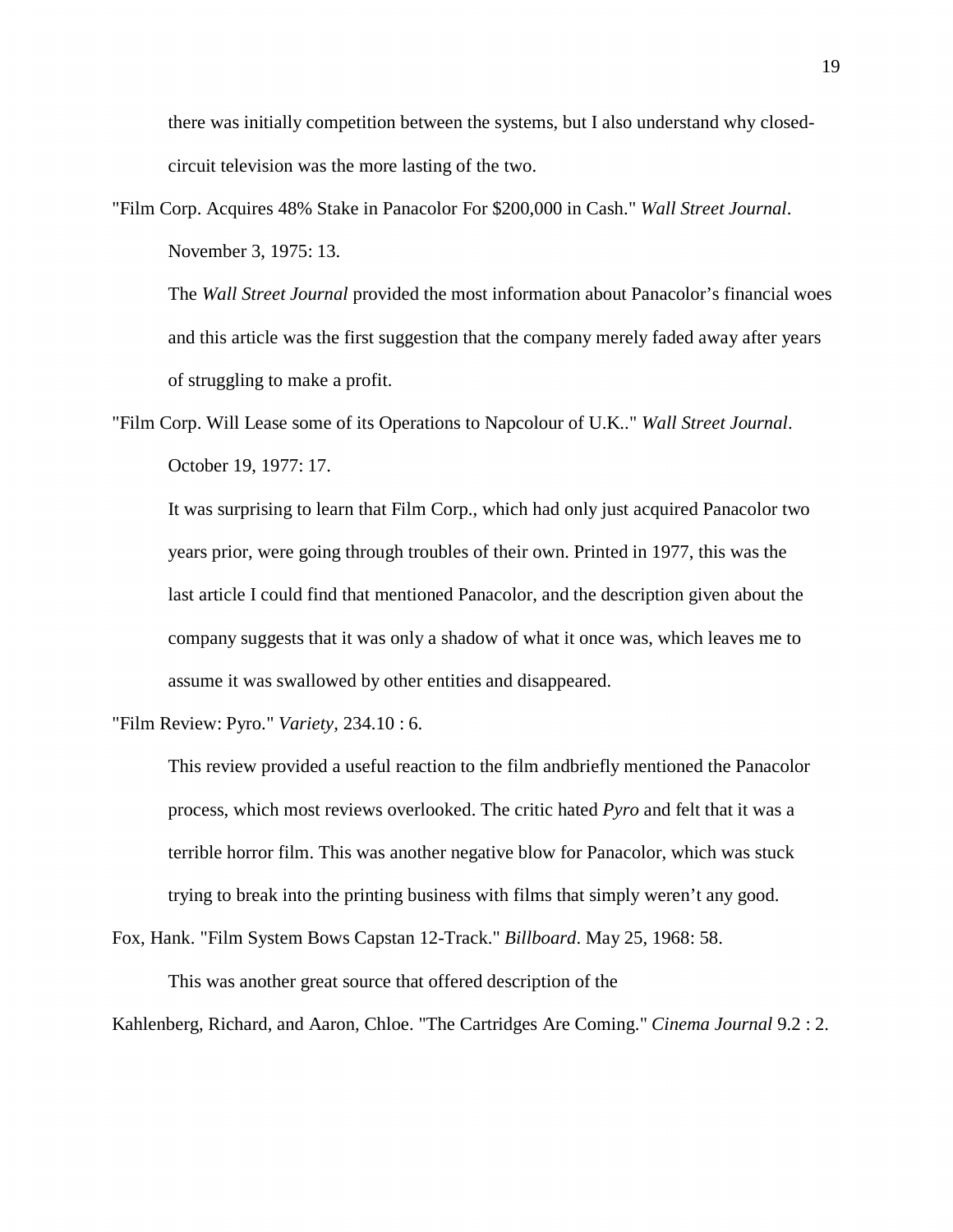there was initially competition between the systems, but I also understand why closed-circuit television was the more lasting of the two.

"Film Corp. Acquires 48% Stake in Panacolor For $200,000 in Cash." *Wall Street Journal*. November 3, 1975: 13.

The *Wall Street Journal* provided the most information about Panacolor's financial woes and this article was the first suggestion that the company merely faded away after years of struggling to make a profit.

"Film Corp. Will Lease some of its Operations to Napcolour of U.K.." *Wall Street Journal*. October 19, 1977: 17.

It was surprising to learn that Film Corp., which had only just acquired Panacolor two years prior, were going through troubles of their own. Printed in 1977, this was the last article I could find that mentioned Panacolor, and the description given about the company suggests that it was only a shadow of what it once was, which leaves me to assume it was swallowed by other entities and disappeared.

"Film Review: Pyro." *Variety*, 234.10 : 6.

This review provided a useful reaction to the film andbriefly mentioned the Panacolor process, which most reviews overlooked. The critic hated *Pyro* and felt that it was a terrible horror film. This was another negative blow for Panacolor, which was stuck trying to break into the printing business with films that simply weren't any good.

Fox, Hank. "Film System Bows Capstan 12-Track." *Billboard*. May 25, 1968: 58.

This was another great source that offered description of the

Kahlenberg, Richard, and Aaron, Chloe. "The Cartridges Are Coming." *Cinema Journal* 9.2 : 2.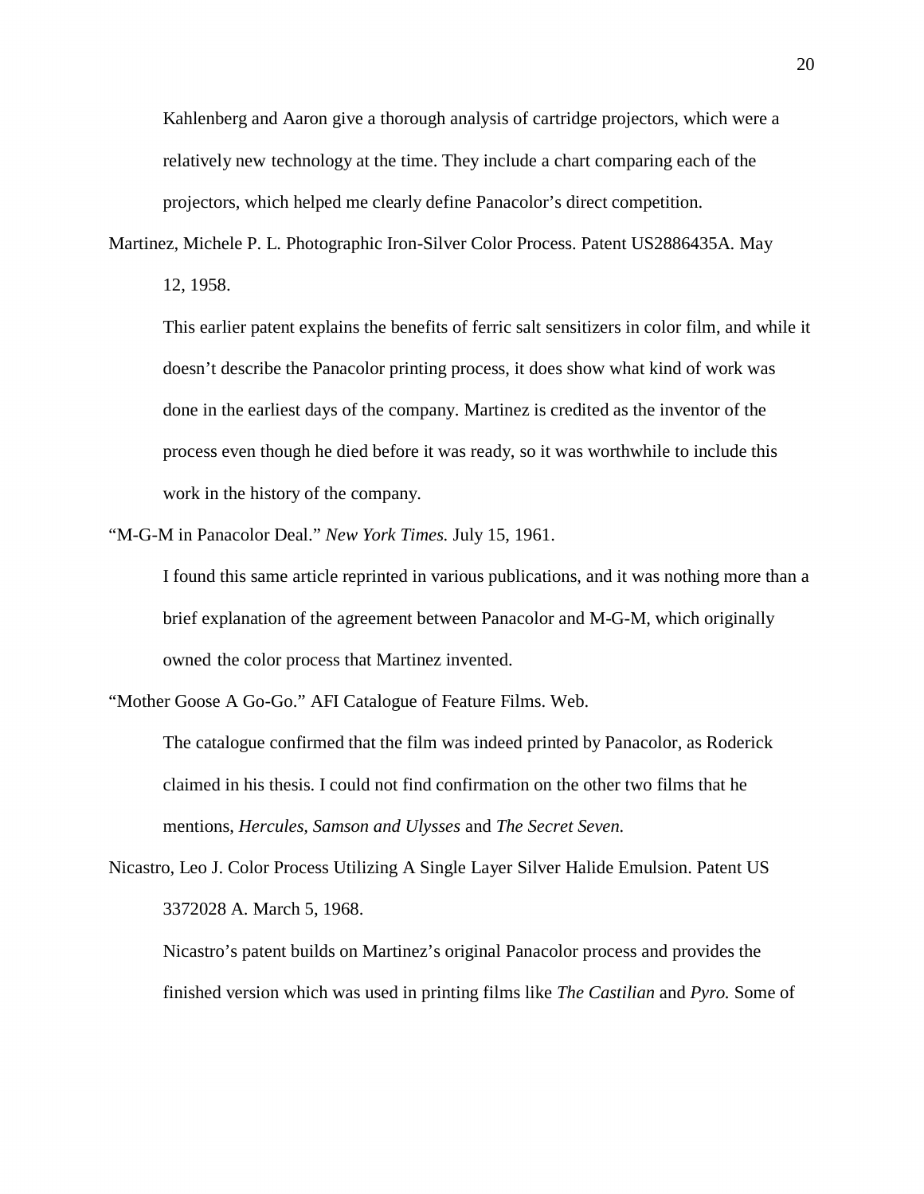Kahlenberg and Aaron give a thorough analysis of cartridge projectors, which were a relatively new technology at the time. They include a chart comparing each of the projectors, which helped me clearly define Panacolor's direct competition.

Martinez, Michele P. L. Photographic Iron-Silver Color Process. Patent US2886435A. May 12, 1958.

This earlier patent explains the benefits of ferric salt sensitizers in color film, and while it doesn't describe the Panacolor printing process, it does show what kind of work was done in the earliest days of the company. Martinez is credited as the inventor of the process even though he died before it was ready, so it was worthwhile to include this work in the history of the company.

"M-G-M in Panacolor Deal." *New York Times.* July 15, 1961.

I found this same article reprinted in various publications, and it was nothing more than a brief explanation of the agreement between Panacolor and M-G-M, which originally owned the color process that Martinez invented.

"Mother Goose A Go-Go." AFI Catalogue of Feature Films. Web.

The catalogue confirmed that the film was indeed printed by Panacolor, as Roderick claimed in his thesis. I could not find confirmation on the other two films that he mentions, *Hercules, Samson and Ulysses* and *The Secret Seven.*

Nicastro, Leo J. Color Process Utilizing A Single Layer Silver Halide Emulsion. Patent US 3372028 A. March 5, 1968.

Nicastro's patent builds on Martinez's original Panacolor process and provides the finished version which was used in printing films like *The Castilian* and *Pyro.* Some of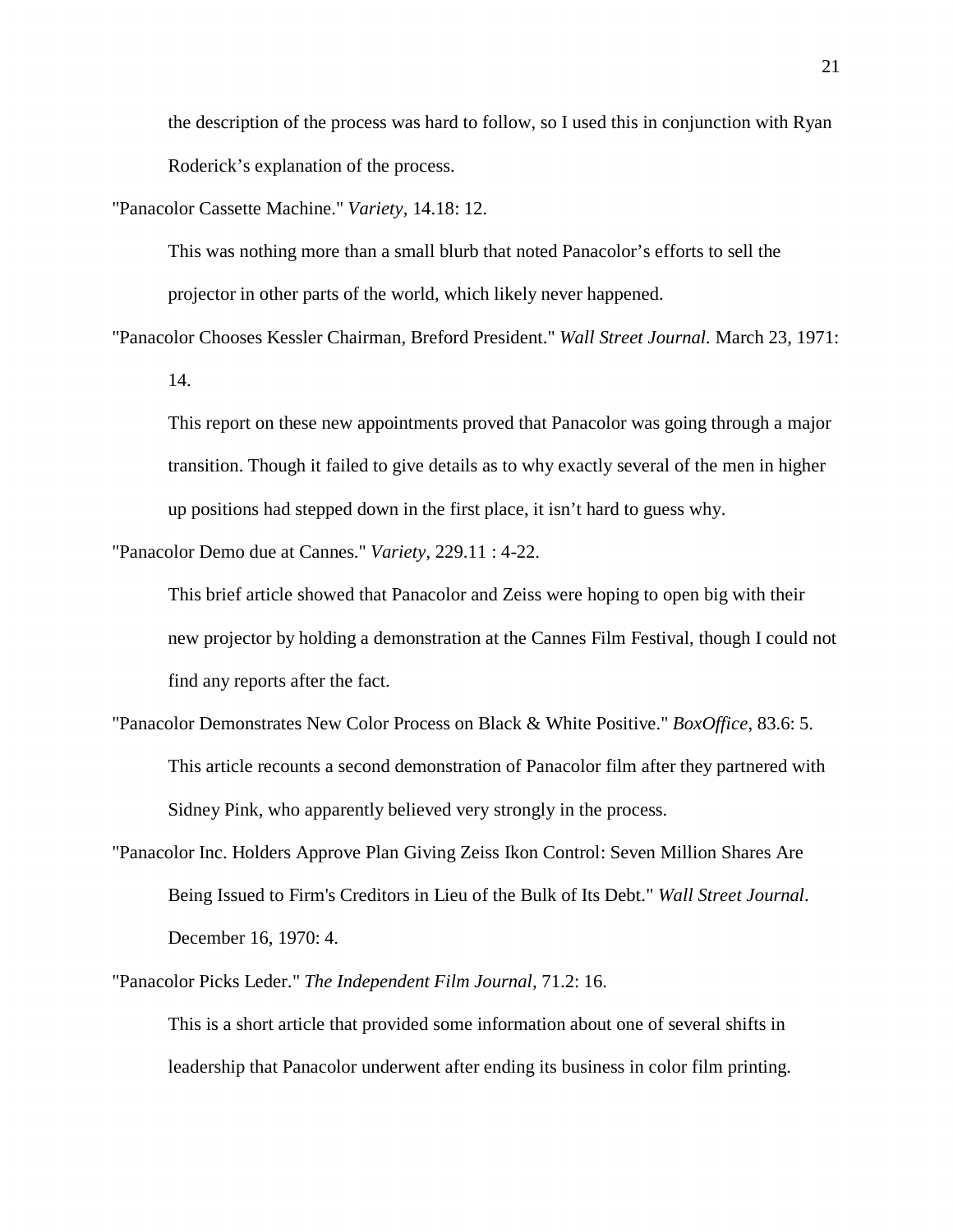the description of the process was hard to follow, so I used this in conjunction with Ryan Roderick's explanation of the process.

"Panacolor Cassette Machine." *Variety,* 14.18: 12.

This was nothing more than a small blurb that noted Panacolor's efforts to sell the projector in other parts of the world, which likely never happened.

"Panacolor Chooses Kessler Chairman, Breford President." *Wall Street Journal.* March 23, 1971: 14.

This report on these new appointments proved that Panacolor was going through a major transition. Though it failed to give details as to why exactly several of the men in higher up positions had stepped down in the first place, it isn't hard to guess why.

"Panacolor Demo due at Cannes." *Variety*, 229.11 : 4-22.

This brief article showed that Panacolor and Zeiss were hoping to open big with their new projector by holding a demonstration at the Cannes Film Festival, though I could not find any reports after the fact.

"Panacolor Demonstrates New Color Process on Black & White Positive." *BoxOffice*, 83.6: 5.

This article recounts a second demonstration of Panacolor film after they partnered with Sidney Pink, who apparently believed very strongly in the process.

"Panacolor Inc. Holders Approve Plan Giving Zeiss Ikon Control: Seven Million Shares Are Being Issued to Firm's Creditors in Lieu of the Bulk of Its Debt." *Wall Street Journal*. December 16, 1970: 4.

"Panacolor Picks Leder." *The Independent Film Journal,* 71.2: 16.

This is a short article that provided some information about one of several shifts in leadership that Panacolor underwent after ending its business in color film printing.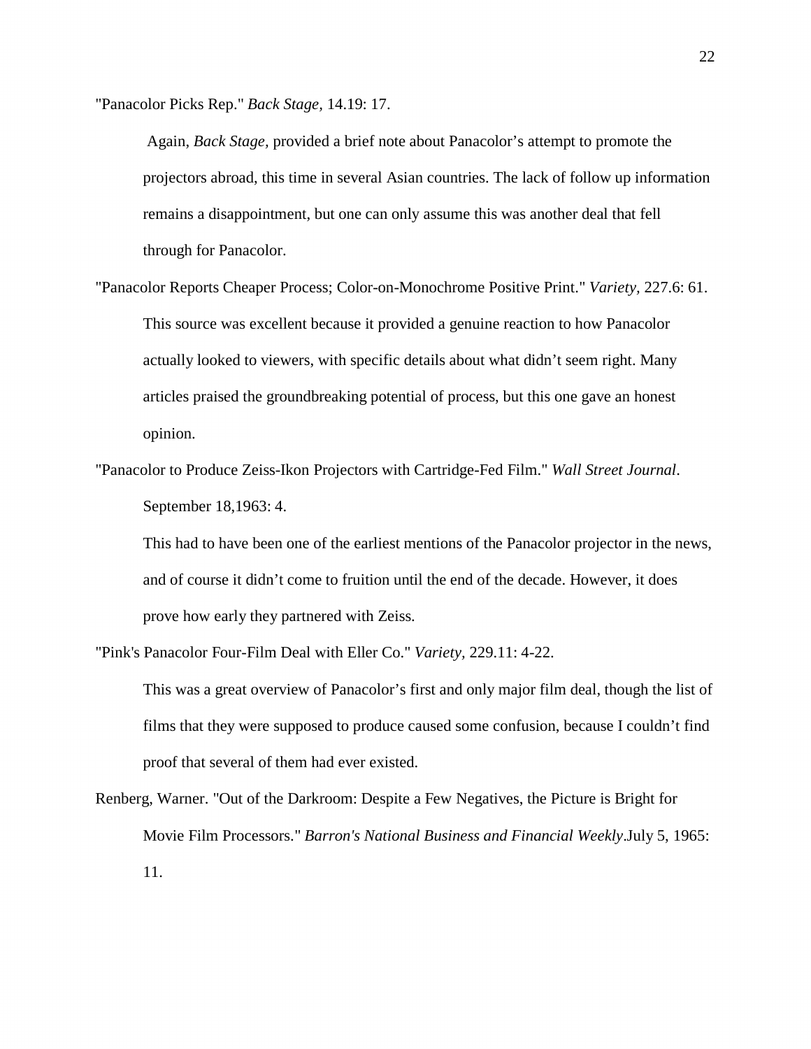"Panacolor Picks Rep." *Back Stage*, 14.19: 17.

> Again, *Back Stage*, provided a brief note about Panacolor's attempt to promote the projectors abroad, this time in several Asian countries. The lack of follow up information remains a disappointment, but one can only assume this was another deal that fell through for Panacolor.

"Panacolor Reports Cheaper Process; Color-on-Monochrome Positive Print." *Variety*, 227.6: 61.

> This source was excellent because it provided a genuine reaction to how Panacolor actually looked to viewers, with specific details about what didn't seem right. Many articles praised the groundbreaking potential of process, but this one gave an honest opinion.

"Panacolor to Produce Zeiss-Ikon Projectors with Cartridge-Fed Film." *Wall Street Journal*. September 18,1963: 4.

> This had to have been one of the earliest mentions of the Panacolor projector in the news, and of course it didn't come to fruition until the end of the decade. However, it does prove how early they partnered with Zeiss.

"Pink's Panacolor Four-Film Deal with Eller Co." *Variety,* 229.11: 4-22.

> This was a great overview of Panacolor's first and only major film deal, though the list of films that they were supposed to produce caused some confusion, because I couldn't find proof that several of them had ever existed.

Renberg, Warner. "Out of the Darkroom: Despite a Few Negatives, the Picture is Bright for Movie Film Processors." *Barron's National Business and Financial Weekly*.July 5, 1965: 11.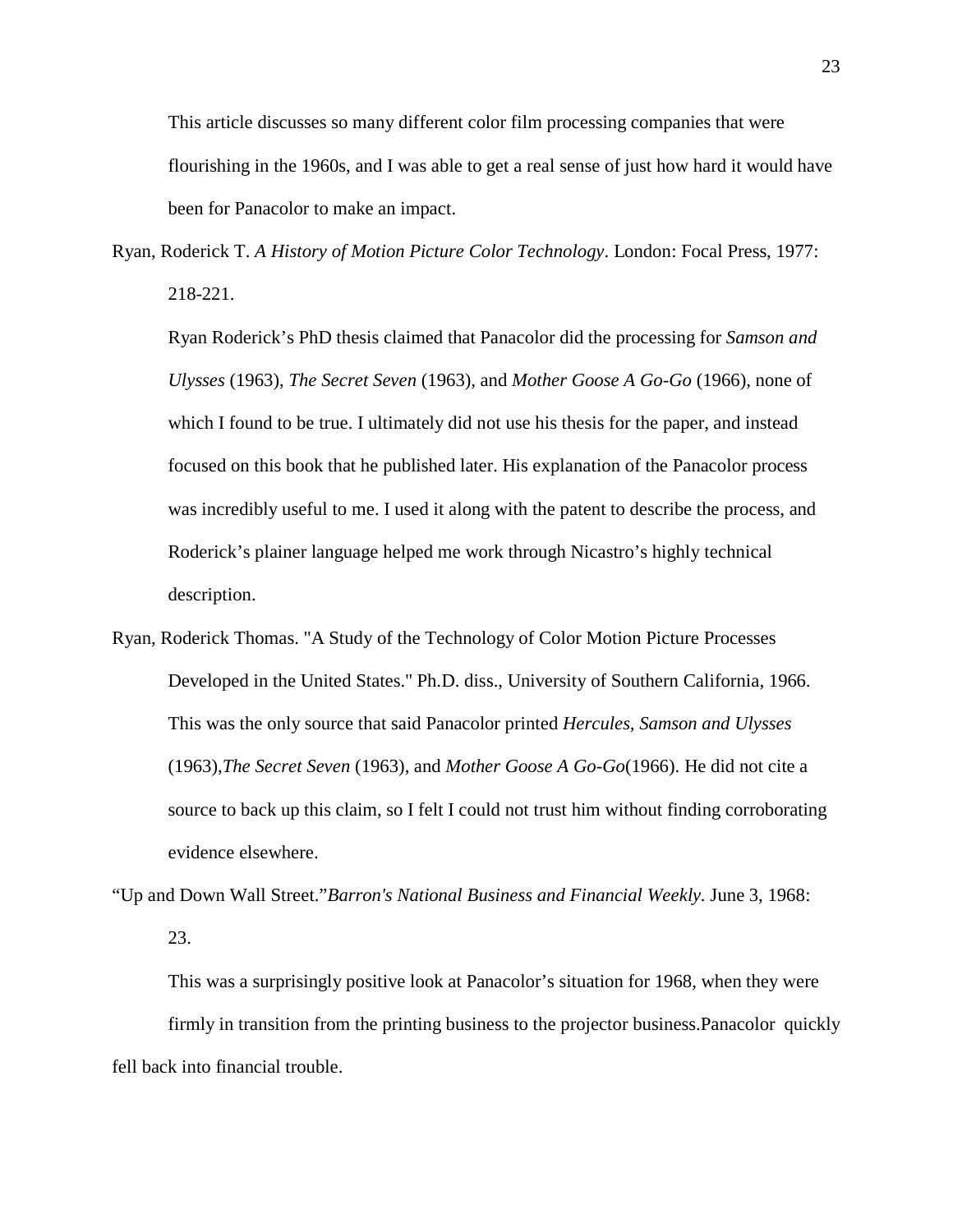This article discusses so many different color film processing companies that were flourishing in the 1960s, and I was able to get a real sense of just how hard it would have been for Panacolor to make an impact.

Ryan, Roderick T. *A History of Motion Picture Color Technology*. London: Focal Press, 1977: 218-221.

Ryan Roderick's PhD thesis claimed that Panacolor did the processing for *Samson and Ulysses* (1963), *The Secret Seven* (1963), and *Mother Goose A Go-Go* (1966), none of which I found to be true. I ultimately did not use his thesis for the paper, and instead focused on this book that he published later. His explanation of the Panacolor process was incredibly useful to me. I used it along with the patent to describe the process, and Roderick's plainer language helped me work through Nicastro's highly technical description.

Ryan, Roderick Thomas. "A Study of the Technology of Color Motion Picture Processes Developed in the United States." Ph.D. diss., University of Southern California, 1966. This was the only source that said Panacolor printed *Hercules, Samson and Ulysses* (1963),*The Secret Seven* (1963), and *Mother Goose A Go-Go*(1966). He did not cite a source to back up this claim, so I felt I could not trust him without finding corroborating evidence elsewhere.

"Up and Down Wall Street."*Barron's National Business and Financial Weekly*. June 3, 1968: 23.

This was a surprisingly positive look at Panacolor's situation for 1968, when they were firmly in transition from the printing business to the projector business.Panacolor quickly fell back into financial trouble.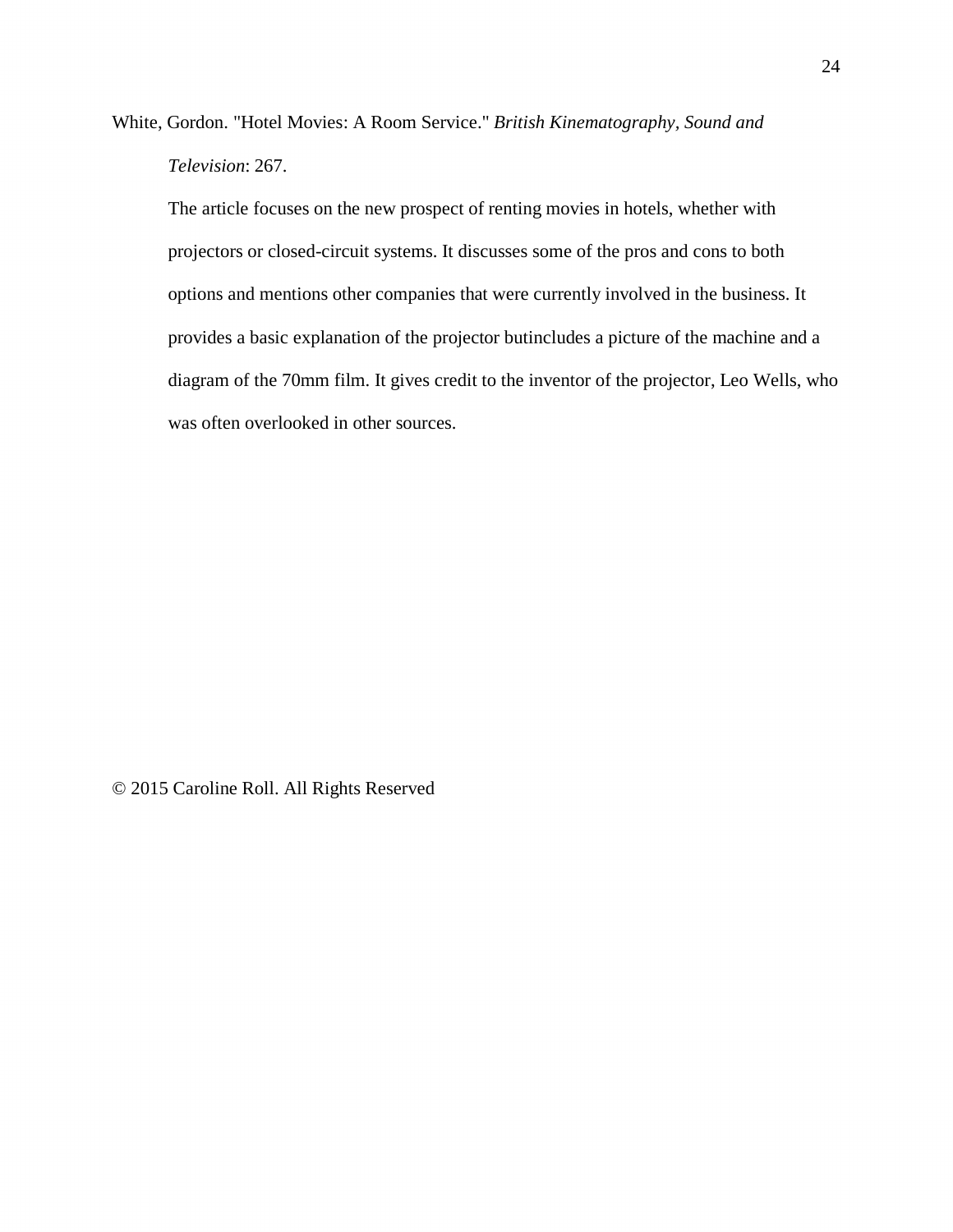White, Gordon. "Hotel Movies: A Room Service." *British Kinematography, Sound and Television*: 267.

The article focuses on the new prospect of renting movies in hotels, whether with projectors or closed-circuit systems. It discusses some of the pros and cons to both options and mentions other companies that were currently involved in the business. It provides a basic explanation of the projector butincludes a picture of the machine and a diagram of the 70mm film. It gives credit to the inventor of the projector, Leo Wells, who was often overlooked in other sources.

© 2015 Caroline Roll. All Rights Reserved